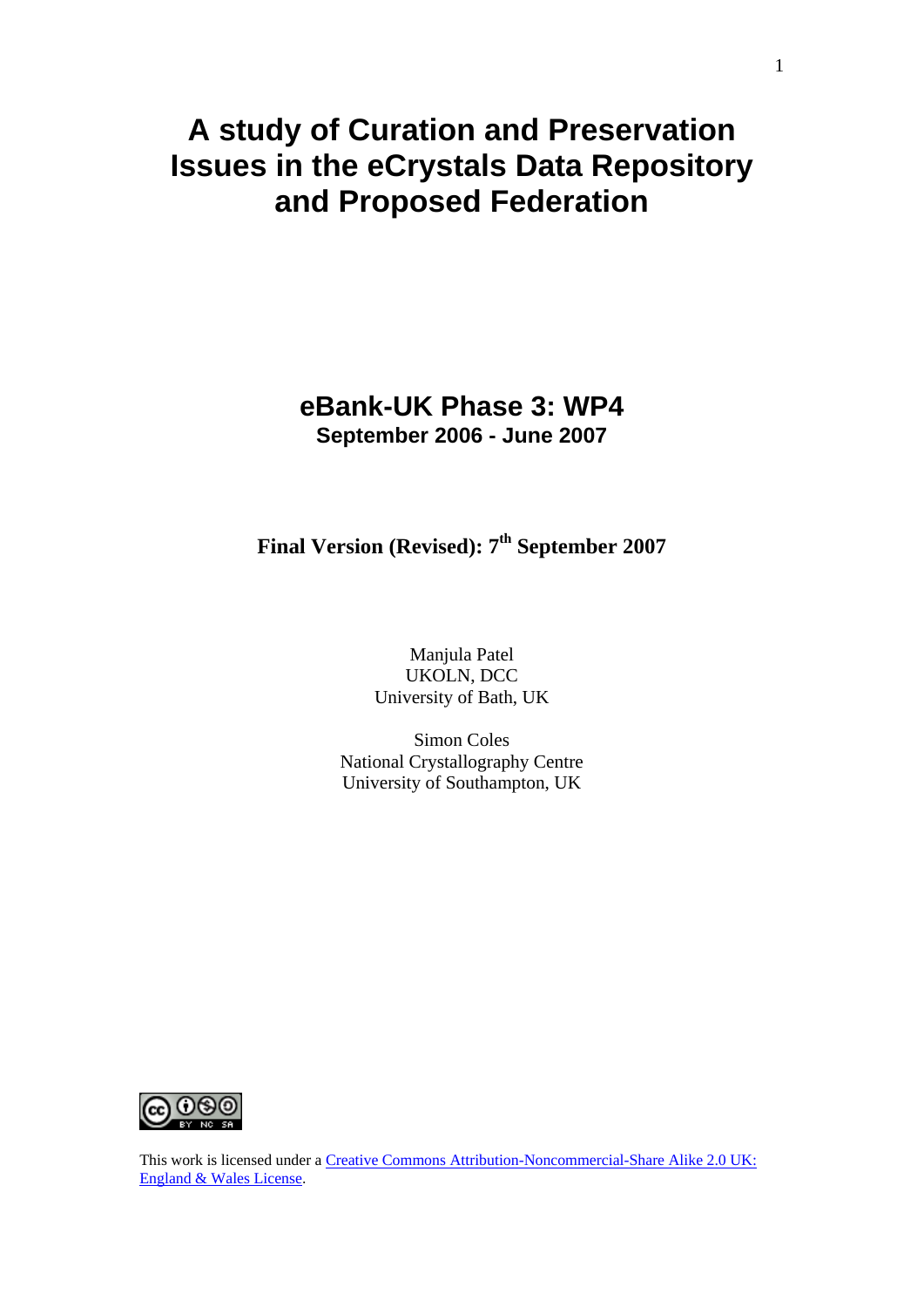# A study of Curation and Preservation Issues in the eCrystals Data Repository and Proposed Federation

## eBank-UK Phase 3: WP4

**September 2006 - June 2007**

**Final Version (Revised): 7th September 2007**

Manjula Patel
UKOLN, DCC
University of Bath, UK

Simon Coles
National Crystallography Centre
University of Southampton, UK

This work is licensed under a Creative Commons Attribution-Noncommercial-Share Alike 2.0 UK: England & Wales License.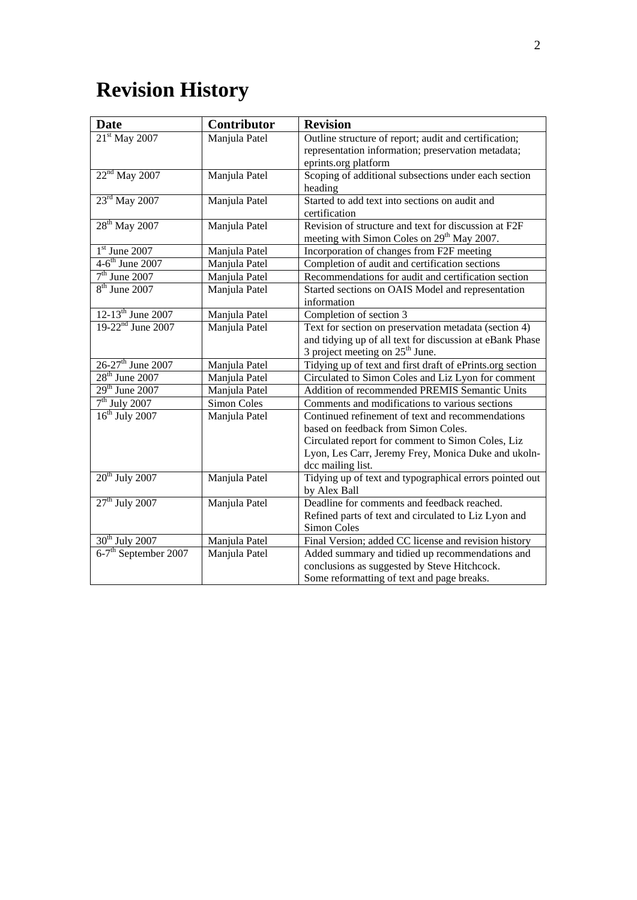# Revision History

| Date | Contributor | Revision |
|---|---|---|
| 21st May 2007 | Manjula Patel | Outline structure of report; audit and certification; representation information; preservation metadata; eprints.org platform |
| 22nd May 2007 | Manjula Patel | Scoping of additional subsections under each section heading |
| 23rd May 2007 | Manjula Patel | Started to add text into sections on audit and certification |
| 28th May 2007 | Manjula Patel | Revision of structure and text for discussion at F2F meeting with Simon Coles on 29th May 2007. |
| 1st June 2007 | Manjula Patel | Incorporation of changes from F2F meeting |
| 4-6th June 2007 | Manjula Patel | Completion of audit and certification sections |
| 7th June 2007 | Manjula Patel | Recommendations for audit and certification section |
| 8th June 2007 | Manjula Patel | Started sections on OAIS Model and representation information |
| 12-13th June 2007 | Manjula Patel | Completion of section 3 |
| 19-22nd June 2007 | Manjula Patel | Text for section on preservation metadata (section 4) and tidying up of all text for discussion at eBank Phase 3 project meeting on 25th June. |
| 26-27th June 2007 | Manjula Patel | Tidying up of text and first draft of ePrints.org section |
| 28th June 2007 | Manjula Patel | Circulated to Simon Coles and Liz Lyon for comment |
| 29th June 2007 | Manjula Patel | Addition of recommended PREMIS Semantic Units |
| 7th July 2007 | Simon Coles | Comments and modifications to various sections |
| 16th July 2007 | Manjula Patel | Continued refinement of text and recommendations based on feedback from Simon Coles. Circulated report for comment to Simon Coles, Liz Lyon, Les Carr, Jeremy Frey, Monica Duke and ukoln-dcc mailing list. |
| 20th July 2007 | Manjula Patel | Tidying up of text and typographical errors pointed out by Alex Ball |
| 27th July 2007 | Manjula Patel | Deadline for comments and feedback reached. Refined parts of text and circulated to Liz Lyon and Simon Coles |
| 30th July 2007 | Manjula Patel | Final Version; added CC license and revision history |
| 6-7th September 2007 | Manjula Patel | Added summary and tidied up recommendations and conclusions as suggested by Steve Hitchcock. Some reformatting of text and page breaks. |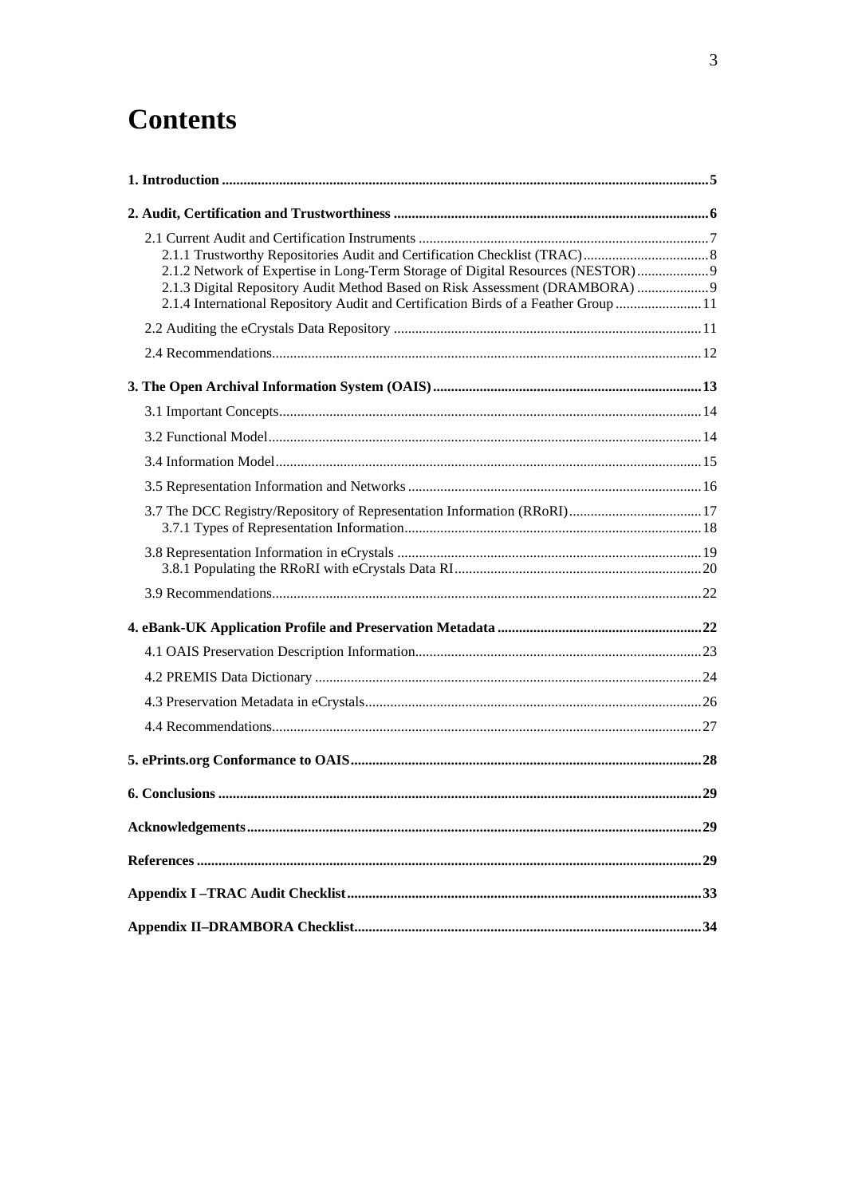# Contents

**1. Introduction** ..... **5**

**2. Audit, Certification and Trustworthiness** ..... **6**

- 2.1 Current Audit and Certification Instruments ..... 7
  - 2.1.1 Trustworthy Repositories Audit and Certification Checklist (TRAC) ..... 8
  - 2.1.2 Network of Expertise in Long-Term Storage of Digital Resources (NESTOR) ..... 9
  - 2.1.3 Digital Repository Audit Method Based on Risk Assessment (DRAMBORA) ..... 9
  - 2.1.4 International Repository Audit and Certification Birds of a Feather Group ..... 11
- 2.2 Auditing the eCrystals Data Repository ..... 11
- 2.4 Recommendations ..... 12

**3. The Open Archival Information System (OAIS)** ..... **13**

- 3.1 Important Concepts ..... 14
- 3.2 Functional Model ..... 14
- 3.4 Information Model ..... 15
- 3.5 Representation Information and Networks ..... 16
- 3.7 The DCC Registry/Repository of Representation Information (RRoRI) ..... 17
  - 3.7.1 Types of Representation Information ..... 18
- 3.8 Representation Information in eCrystals ..... 19
  - 3.8.1 Populating the RRoRI with eCrystals Data RI ..... 20
- 3.9 Recommendations ..... 22

**4. eBank-UK Application Profile and Preservation Metadata** ..... **22**

- 4.1 OAIS Preservation Description Information ..... 23
- 4.2 PREMIS Data Dictionary ..... 24
- 4.3 Preservation Metadata in eCrystals ..... 26
- 4.4 Recommendations ..... 27

**5. ePrints.org Conformance to OAIS** ..... **28**

**6. Conclusions** ..... **29**

**Acknowledgements** ..... **29**

**References** ..... **29**

**Appendix I –TRAC Audit Checklist** ..... **33**

**Appendix II–DRAMBORA Checklist** ..... **34**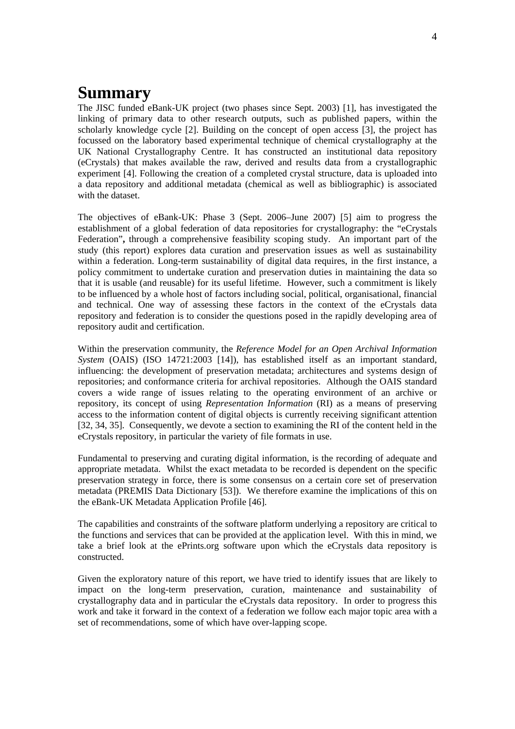# Summary

The JISC funded eBank-UK project (two phases since Sept. 2003) [1], has investigated the linking of primary data to other research outputs, such as published papers, within the scholarly knowledge cycle [2]. Building on the concept of open access [3], the project has focussed on the laboratory based experimental technique of chemical crystallography at the UK National Crystallography Centre. It has constructed an institutional data repository (eCrystals) that makes available the raw, derived and results data from a crystallographic experiment [4]. Following the creation of a completed crystal structure, data is uploaded into a data repository and additional metadata (chemical as well as bibliographic) is associated with the dataset.

The objectives of eBank-UK: Phase 3 (Sept. 2006–June 2007) [5] aim to progress the establishment of a global federation of data repositories for crystallography: the "eCrystals Federation"**,** through a comprehensive feasibility scoping study. An important part of the study (this report) explores data curation and preservation issues as well as sustainability within a federation. Long-term sustainability of digital data requires, in the first instance, a policy commitment to undertake curation and preservation duties in maintaining the data so that it is usable (and reusable) for its useful lifetime. However, such a commitment is likely to be influenced by a whole host of factors including social, political, organisational, financial and technical. One way of assessing these factors in the context of the eCrystals data repository and federation is to consider the questions posed in the rapidly developing area of repository audit and certification.

Within the preservation community, the *Reference Model for an Open Archival Information System* (OAIS) (ISO 14721:2003 [14]), has established itself as an important standard, influencing: the development of preservation metadata; architectures and systems design of repositories; and conformance criteria for archival repositories. Although the OAIS standard covers a wide range of issues relating to the operating environment of an archive or repository, its concept of using *Representation Information* (RI) as a means of preserving access to the information content of digital objects is currently receiving significant attention [32, 34, 35]. Consequently, we devote a section to examining the RI of the content held in the eCrystals repository, in particular the variety of file formats in use.

Fundamental to preserving and curating digital information, is the recording of adequate and appropriate metadata. Whilst the exact metadata to be recorded is dependent on the specific preservation strategy in force, there is some consensus on a certain core set of preservation metadata (PREMIS Data Dictionary [53]). We therefore examine the implications of this on the eBank-UK Metadata Application Profile [46].

The capabilities and constraints of the software platform underlying a repository are critical to the functions and services that can be provided at the application level. With this in mind, we take a brief look at the ePrints.org software upon which the eCrystals data repository is constructed.

Given the exploratory nature of this report, we have tried to identify issues that are likely to impact on the long-term preservation, curation, maintenance and sustainability of crystallography data and in particular the eCrystals data repository. In order to progress this work and take it forward in the context of a federation we follow each major topic area with a set of recommendations, some of which have over-lapping scope.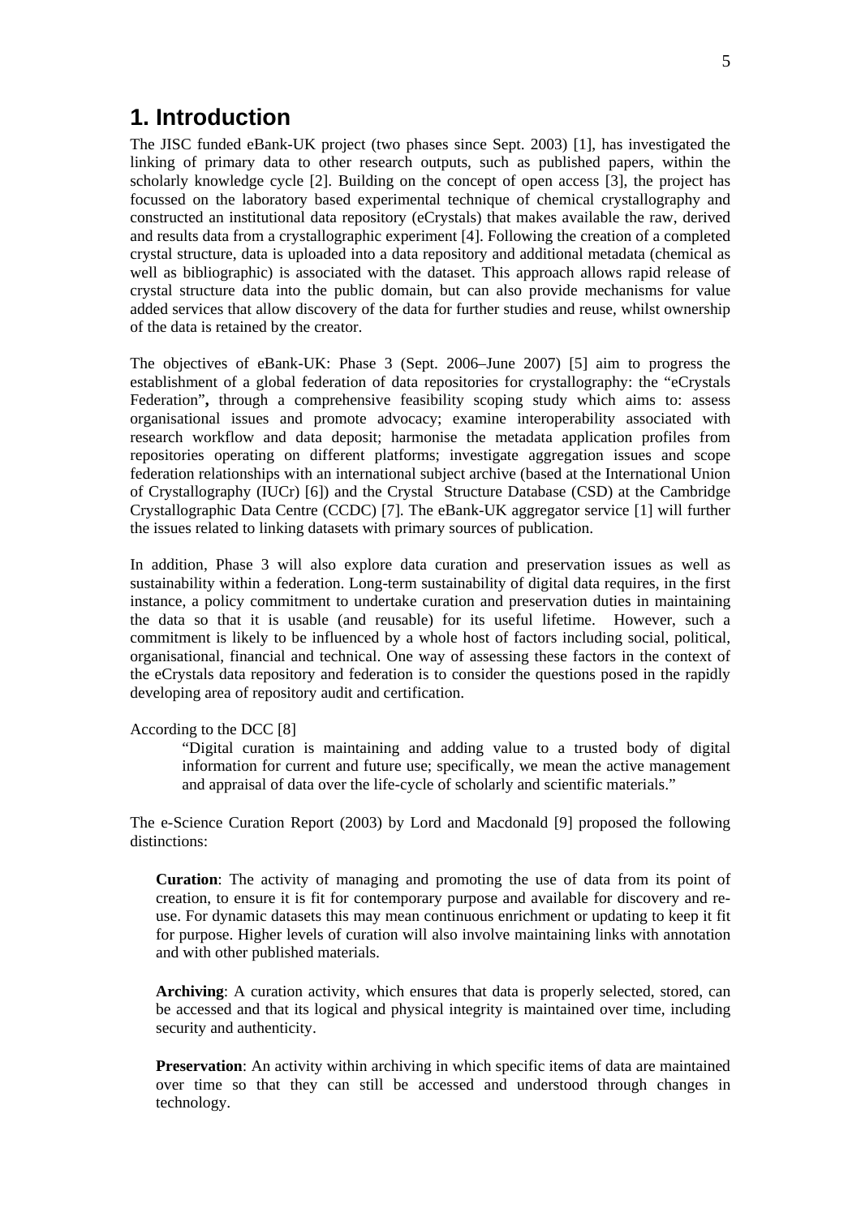# 1. Introduction

The JISC funded eBank-UK project (two phases since Sept. 2003) [1], has investigated the linking of primary data to other research outputs, such as published papers, within the scholarly knowledge cycle [2]. Building on the concept of open access [3], the project has focussed on the laboratory based experimental technique of chemical crystallography and constructed an institutional data repository (eCrystals) that makes available the raw, derived and results data from a crystallographic experiment [4]. Following the creation of a completed crystal structure, data is uploaded into a data repository and additional metadata (chemical as well as bibliographic) is associated with the dataset. This approach allows rapid release of crystal structure data into the public domain, but can also provide mechanisms for value added services that allow discovery of the data for further studies and reuse, whilst ownership of the data is retained by the creator.

The objectives of eBank-UK: Phase 3 (Sept. 2006–June 2007) [5] aim to progress the establishment of a global federation of data repositories for crystallography: the "eCrystals Federation"**,** through a comprehensive feasibility scoping study which aims to: assess organisational issues and promote advocacy; examine interoperability associated with research workflow and data deposit; harmonise the metadata application profiles from repositories operating on different platforms; investigate aggregation issues and scope federation relationships with an international subject archive (based at the International Union of Crystallography (IUCr) [6]) and the Crystal Structure Database (CSD) at the Cambridge Crystallographic Data Centre (CCDC) [7]. The eBank-UK aggregator service [1] will further the issues related to linking datasets with primary sources of publication.

In addition, Phase 3 will also explore data curation and preservation issues as well as sustainability within a federation. Long-term sustainability of digital data requires, in the first instance, a policy commitment to undertake curation and preservation duties in maintaining the data so that it is usable (and reusable) for its useful lifetime. However, such a commitment is likely to be influenced by a whole host of factors including social, political, organisational, financial and technical. One way of assessing these factors in the context of the eCrystals data repository and federation is to consider the questions posed in the rapidly developing area of repository audit and certification.

According to the DCC [8]

> "Digital curation is maintaining and adding value to a trusted body of digital information for current and future use; specifically, we mean the active management and appraisal of data over the life-cycle of scholarly and scientific materials."

The e-Science Curation Report (2003) by Lord and Macdonald [9] proposed the following distinctions:

> **Curation**: The activity of managing and promoting the use of data from its point of creation, to ensure it is fit for contemporary purpose and available for discovery and re-use. For dynamic datasets this may mean continuous enrichment or updating to keep it fit for purpose. Higher levels of curation will also involve maintaining links with annotation and with other published materials.
>
> **Archiving**: A curation activity, which ensures that data is properly selected, stored, can be accessed and that its logical and physical integrity is maintained over time, including security and authenticity.
>
> **Preservation**: An activity within archiving in which specific items of data are maintained over time so that they can still be accessed and understood through changes in technology.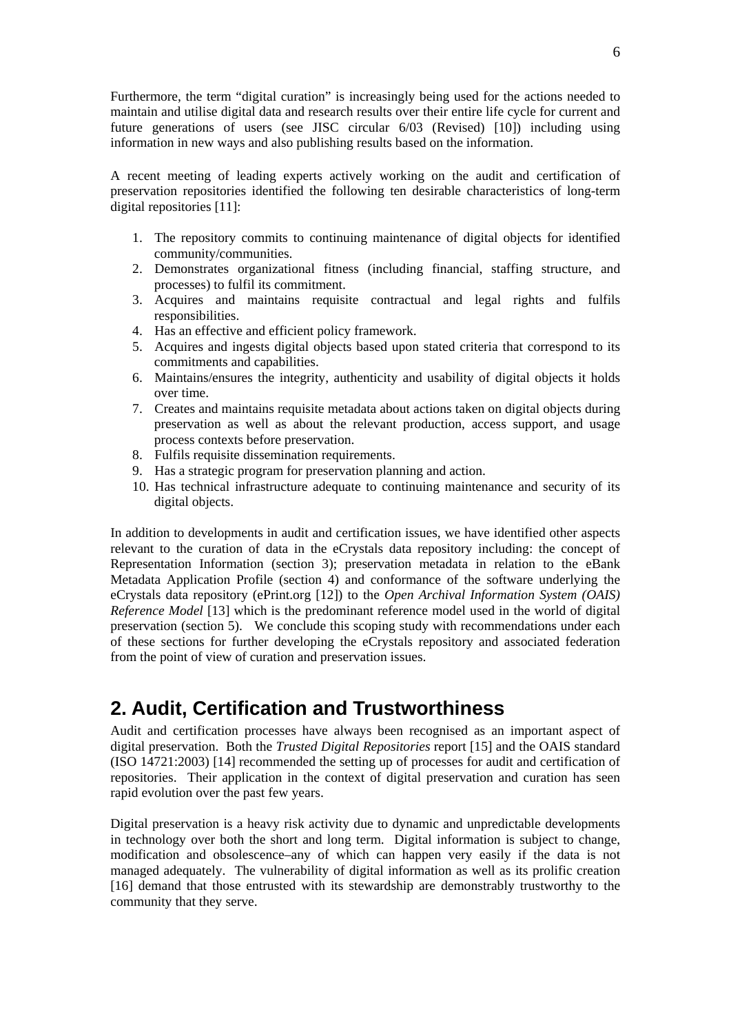Furthermore, the term "digital curation" is increasingly being used for the actions needed to maintain and utilise digital data and research results over their entire life cycle for current and future generations of users (see JISC circular 6/03 (Revised) [10]) including using information in new ways and also publishing results based on the information.

A recent meeting of leading experts actively working on the audit and certification of preservation repositories identified the following ten desirable characteristics of long-term digital repositories [11]:

1. The repository commits to continuing maintenance of digital objects for identified community/communities.
2. Demonstrates organizational fitness (including financial, staffing structure, and processes) to fulfil its commitment.
3. Acquires and maintains requisite contractual and legal rights and fulfils responsibilities.
4. Has an effective and efficient policy framework.
5. Acquires and ingests digital objects based upon stated criteria that correspond to its commitments and capabilities.
6. Maintains/ensures the integrity, authenticity and usability of digital objects it holds over time.
7. Creates and maintains requisite metadata about actions taken on digital objects during preservation as well as about the relevant production, access support, and usage process contexts before preservation.
8. Fulfils requisite dissemination requirements.
9. Has a strategic program for preservation planning and action.
10. Has technical infrastructure adequate to continuing maintenance and security of its digital objects.

In addition to developments in audit and certification issues, we have identified other aspects relevant to the curation of data in the eCrystals data repository including: the concept of Representation Information (section 3); preservation metadata in relation to the eBank Metadata Application Profile (section 4) and conformance of the software underlying the eCrystals data repository (ePrint.org [12]) to the *Open Archival Information System (OAIS) Reference Model* [13] which is the predominant reference model used in the world of digital preservation (section 5). We conclude this scoping study with recommendations under each of these sections for further developing the eCrystals repository and associated federation from the point of view of curation and preservation issues.

## 2. Audit, Certification and Trustworthiness

Audit and certification processes have always been recognised as an important aspect of digital preservation. Both the *Trusted Digital Repositories* report [15] and the OAIS standard (ISO 14721:2003) [14] recommended the setting up of processes for audit and certification of repositories. Their application in the context of digital preservation and curation has seen rapid evolution over the past few years.

Digital preservation is a heavy risk activity due to dynamic and unpredictable developments in technology over both the short and long term. Digital information is subject to change, modification and obsolescence–any of which can happen very easily if the data is not managed adequately. The vulnerability of digital information as well as its prolific creation [16] demand that those entrusted with its stewardship are demonstrably trustworthy to the community that they serve.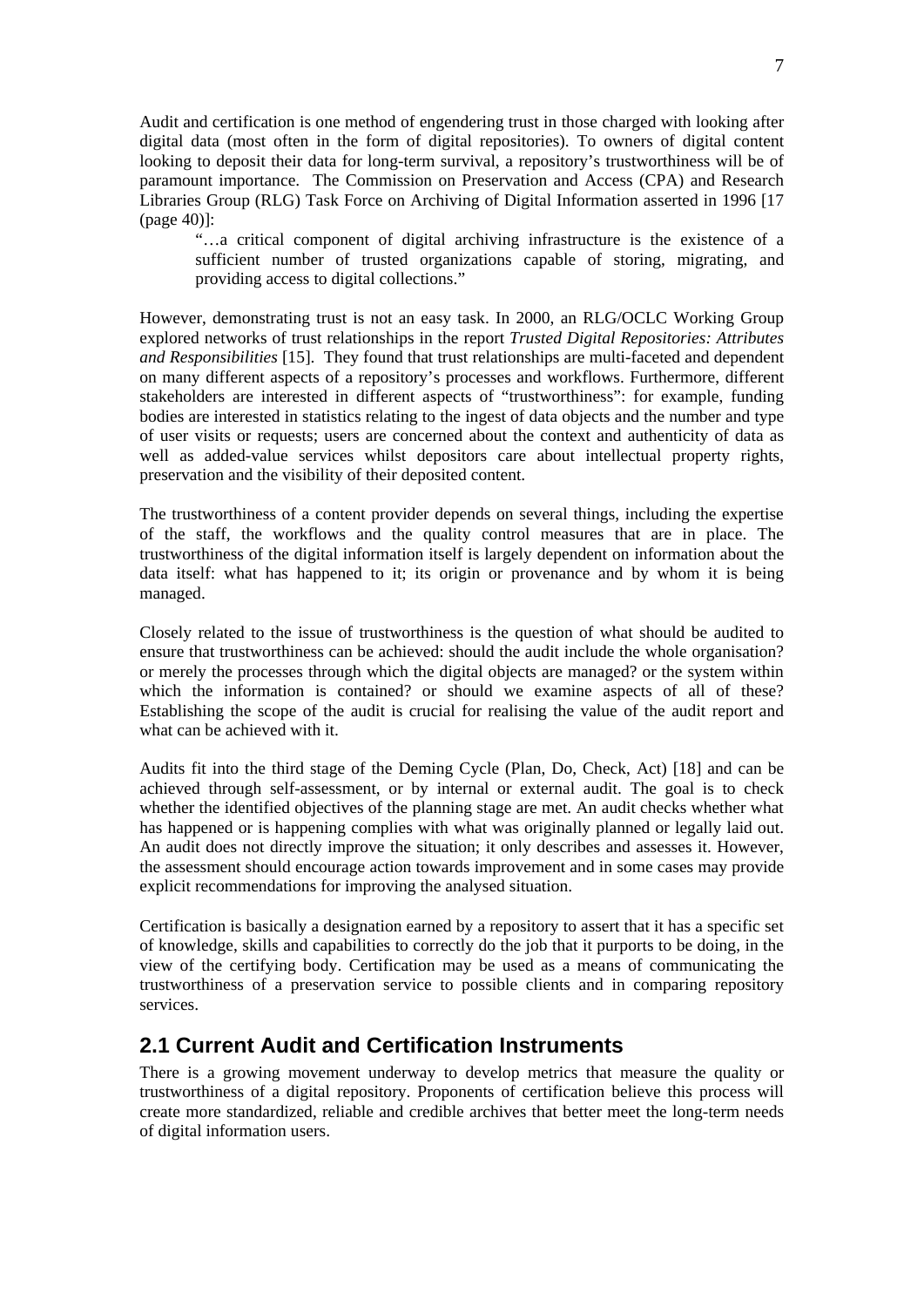Audit and certification is one method of engendering trust in those charged with looking after digital data (most often in the form of digital repositories). To owners of digital content looking to deposit their data for long-term survival, a repository's trustworthiness will be of paramount importance. The Commission on Preservation and Access (CPA) and Research Libraries Group (RLG) Task Force on Archiving of Digital Information asserted in 1996 [17 (page 40)]:

> "…a critical component of digital archiving infrastructure is the existence of a sufficient number of trusted organizations capable of storing, migrating, and providing access to digital collections."

However, demonstrating trust is not an easy task. In 2000, an RLG/OCLC Working Group explored networks of trust relationships in the report *Trusted Digital Repositories: Attributes and Responsibilities* [15]. They found that trust relationships are multi-faceted and dependent on many different aspects of a repository's processes and workflows. Furthermore, different stakeholders are interested in different aspects of "trustworthiness": for example, funding bodies are interested in statistics relating to the ingest of data objects and the number and type of user visits or requests; users are concerned about the context and authenticity of data as well as added-value services whilst depositors care about intellectual property rights, preservation and the visibility of their deposited content.

The trustworthiness of a content provider depends on several things, including the expertise of the staff, the workflows and the quality control measures that are in place. The trustworthiness of the digital information itself is largely dependent on information about the data itself: what has happened to it; its origin or provenance and by whom it is being managed.

Closely related to the issue of trustworthiness is the question of what should be audited to ensure that trustworthiness can be achieved: should the audit include the whole organisation? or merely the processes through which the digital objects are managed? or the system within which the information is contained? or should we examine aspects of all of these? Establishing the scope of the audit is crucial for realising the value of the audit report and what can be achieved with it.

Audits fit into the third stage of the Deming Cycle (Plan, Do, Check, Act) [18] and can be achieved through self-assessment, or by internal or external audit. The goal is to check whether the identified objectives of the planning stage are met. An audit checks whether what has happened or is happening complies with what was originally planned or legally laid out. An audit does not directly improve the situation; it only describes and assesses it. However, the assessment should encourage action towards improvement and in some cases may provide explicit recommendations for improving the analysed situation.

Certification is basically a designation earned by a repository to assert that it has a specific set of knowledge, skills and capabilities to correctly do the job that it purports to be doing, in the view of the certifying body. Certification may be used as a means of communicating the trustworthiness of a preservation service to possible clients and in comparing repository services.

## 2.1 Current Audit and Certification Instruments

There is a growing movement underway to develop metrics that measure the quality or trustworthiness of a digital repository. Proponents of certification believe this process will create more standardized, reliable and credible archives that better meet the long-term needs of digital information users.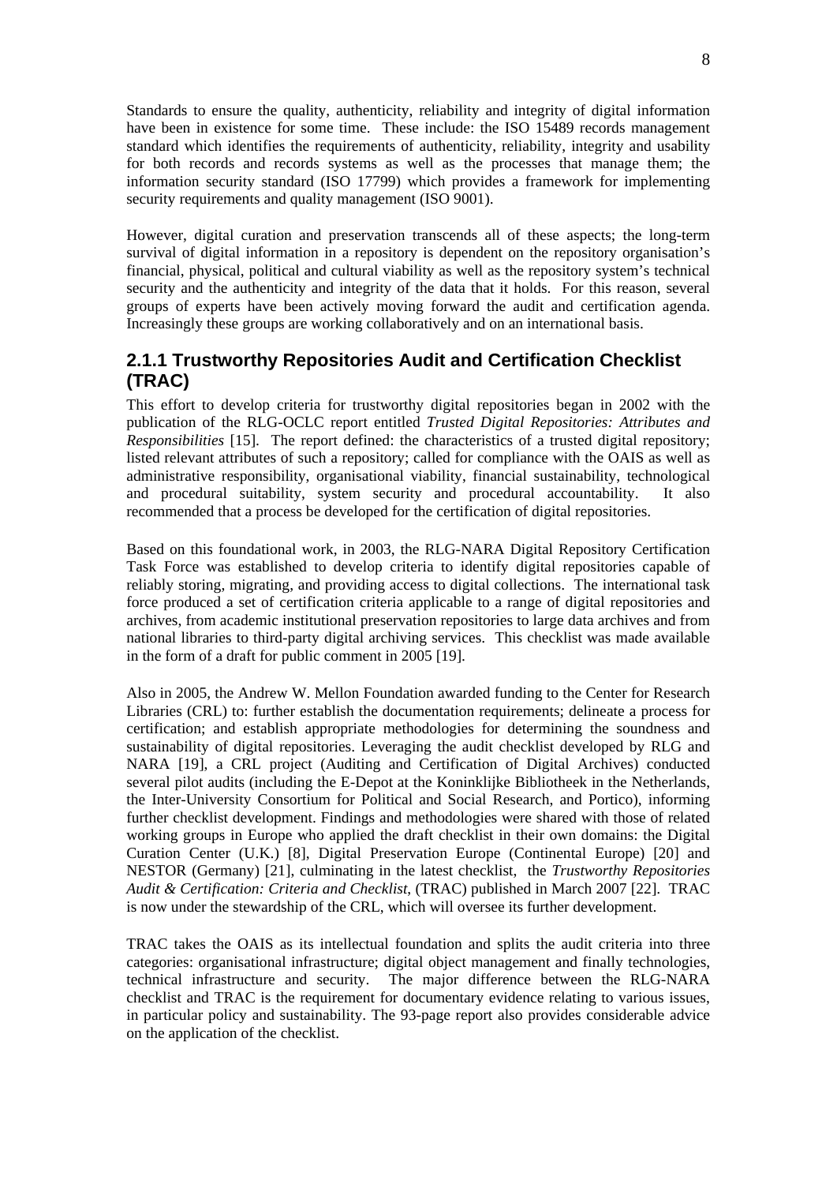Standards to ensure the quality, authenticity, reliability and integrity of digital information have been in existence for some time. These include: the ISO 15489 records management standard which identifies the requirements of authenticity, reliability, integrity and usability for both records and records systems as well as the processes that manage them; the information security standard (ISO 17799) which provides a framework for implementing security requirements and quality management (ISO 9001).

However, digital curation and preservation transcends all of these aspects; the long-term survival of digital information in a repository is dependent on the repository organisation's financial, physical, political and cultural viability as well as the repository system's technical security and the authenticity and integrity of the data that it holds. For this reason, several groups of experts have been actively moving forward the audit and certification agenda. Increasingly these groups are working collaboratively and on an international basis.

### 2.1.1 Trustworthy Repositories Audit and Certification Checklist (TRAC)

This effort to develop criteria for trustworthy digital repositories began in 2002 with the publication of the RLG-OCLC report entitled *Trusted Digital Repositories: Attributes and Responsibilities* [15]. The report defined: the characteristics of a trusted digital repository; listed relevant attributes of such a repository; called for compliance with the OAIS as well as administrative responsibility, organisational viability, financial sustainability, technological and procedural suitability, system security and procedural accountability. It also recommended that a process be developed for the certification of digital repositories.

Based on this foundational work, in 2003, the RLG-NARA Digital Repository Certification Task Force was established to develop criteria to identify digital repositories capable of reliably storing, migrating, and providing access to digital collections. The international task force produced a set of certification criteria applicable to a range of digital repositories and archives, from academic institutional preservation repositories to large data archives and from national libraries to third-party digital archiving services. This checklist was made available in the form of a draft for public comment in 2005 [19].

Also in 2005, the Andrew W. Mellon Foundation awarded funding to the Center for Research Libraries (CRL) to: further establish the documentation requirements; delineate a process for certification; and establish appropriate methodologies for determining the soundness and sustainability of digital repositories. Leveraging the audit checklist developed by RLG and NARA [19], a CRL project (Auditing and Certification of Digital Archives) conducted several pilot audits (including the E-Depot at the Koninklijke Bibliotheek in the Netherlands, the Inter-University Consortium for Political and Social Research, and Portico), informing further checklist development. Findings and methodologies were shared with those of related working groups in Europe who applied the draft checklist in their own domains: the Digital Curation Center (U.K.) [8], Digital Preservation Europe (Continental Europe) [20] and NESTOR (Germany) [21], culminating in the latest checklist, the *Trustworthy Repositories Audit & Certification: Criteria and Checklist*, (TRAC) published in March 2007 [22]. TRAC is now under the stewardship of the CRL, which will oversee its further development.

TRAC takes the OAIS as its intellectual foundation and splits the audit criteria into three categories: organisational infrastructure; digital object management and finally technologies, technical infrastructure and security. The major difference between the RLG-NARA checklist and TRAC is the requirement for documentary evidence relating to various issues, in particular policy and sustainability. The 93-page report also provides considerable advice on the application of the checklist.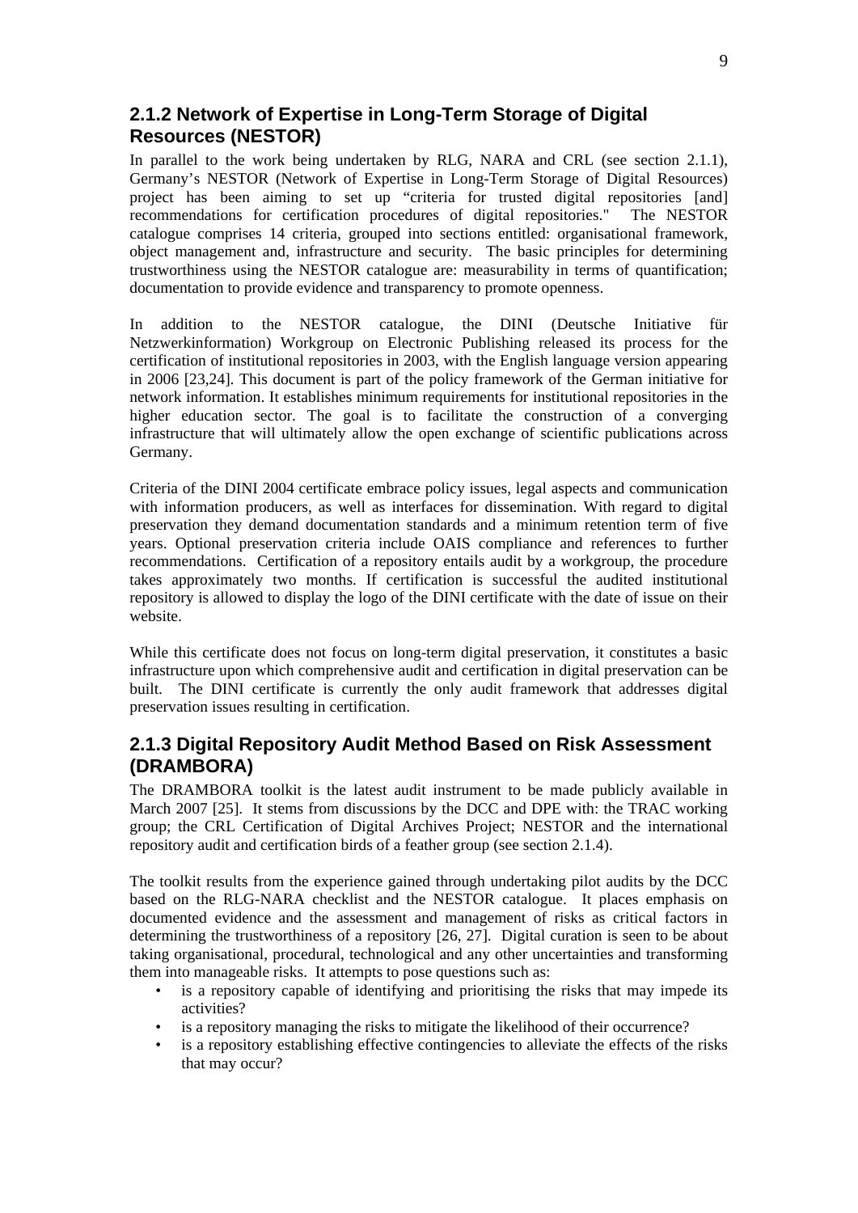### 2.1.2 Network of Expertise in Long-Term Storage of Digital Resources (NESTOR)

In parallel to the work being undertaken by RLG, NARA and CRL (see section 2.1.1), Germany's NESTOR (Network of Expertise in Long-Term Storage of Digital Resources) project has been aiming to set up "criteria for trusted digital repositories [and] recommendations for certification procedures of digital repositories." The NESTOR catalogue comprises 14 criteria, grouped into sections entitled: organisational framework, object management and, infrastructure and security. The basic principles for determining trustworthiness using the NESTOR catalogue are: measurability in terms of quantification; documentation to provide evidence and transparency to promote openness.

In addition to the NESTOR catalogue, the DINI (Deutsche Initiative für Netzwerkinformation) Workgroup on Electronic Publishing released its process for the certification of institutional repositories in 2003, with the English language version appearing in 2006 [23,24]. This document is part of the policy framework of the German initiative for network information. It establishes minimum requirements for institutional repositories in the higher education sector. The goal is to facilitate the construction of a converging infrastructure that will ultimately allow the open exchange of scientific publications across Germany.

Criteria of the DINI 2004 certificate embrace policy issues, legal aspects and communication with information producers, as well as interfaces for dissemination. With regard to digital preservation they demand documentation standards and a minimum retention term of five years. Optional preservation criteria include OAIS compliance and references to further recommendations. Certification of a repository entails audit by a workgroup, the procedure takes approximately two months. If certification is successful the audited institutional repository is allowed to display the logo of the DINI certificate with the date of issue on their website.

While this certificate does not focus on long-term digital preservation, it constitutes a basic infrastructure upon which comprehensive audit and certification in digital preservation can be built. The DINI certificate is currently the only audit framework that addresses digital preservation issues resulting in certification.

### 2.1.3 Digital Repository Audit Method Based on Risk Assessment (DRAMBORA)

The DRAMBORA toolkit is the latest audit instrument to be made publicly available in March 2007 [25]. It stems from discussions by the DCC and DPE with: the TRAC working group; the CRL Certification of Digital Archives Project; NESTOR and the international repository audit and certification birds of a feather group (see section 2.1.4).

The toolkit results from the experience gained through undertaking pilot audits by the DCC based on the RLG-NARA checklist and the NESTOR catalogue. It places emphasis on documented evidence and the assessment and management of risks as critical factors in determining the trustworthiness of a repository [26, 27]. Digital curation is seen to be about taking organisational, procedural, technological and any other uncertainties and transforming them into manageable risks. It attempts to pose questions such as:

- is a repository capable of identifying and prioritising the risks that may impede its activities?
- is a repository managing the risks to mitigate the likelihood of their occurrence?
- is a repository establishing effective contingencies to alleviate the effects of the risks that may occur?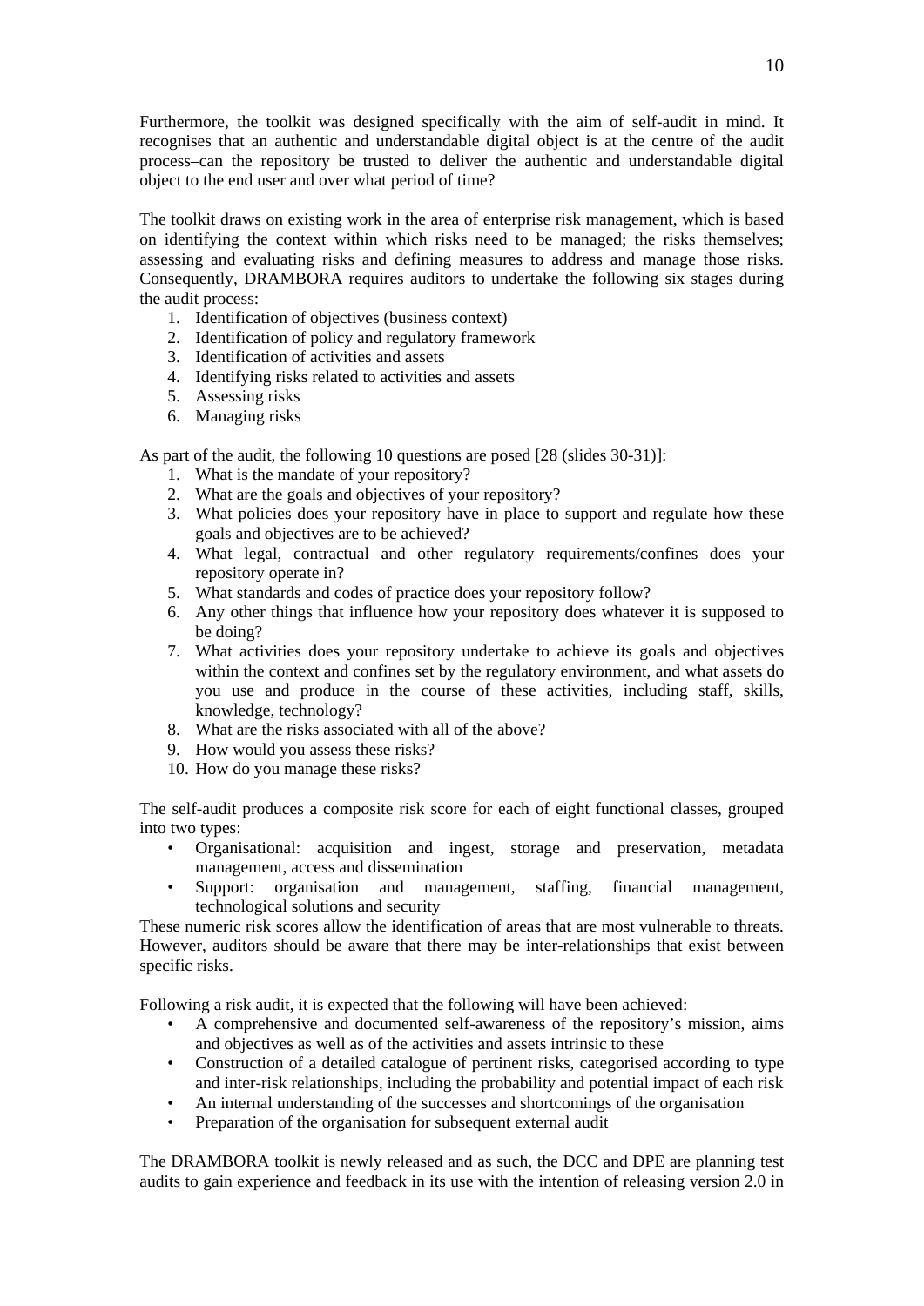Furthermore, the toolkit was designed specifically with the aim of self-audit in mind. It recognises that an authentic and understandable digital object is at the centre of the audit process–can the repository be trusted to deliver the authentic and understandable digital object to the end user and over what period of time?

The toolkit draws on existing work in the area of enterprise risk management, which is based on identifying the context within which risks need to be managed; the risks themselves; assessing and evaluating risks and defining measures to address and manage those risks. Consequently, DRAMBORA requires auditors to undertake the following six stages during the audit process:

1. Identification of objectives (business context)
2. Identification of policy and regulatory framework
3. Identification of activities and assets
4. Identifying risks related to activities and assets
5. Assessing risks
6. Managing risks

As part of the audit, the following 10 questions are posed [28 (slides 30-31)]:

1. What is the mandate of your repository?
2. What are the goals and objectives of your repository?
3. What policies does your repository have in place to support and regulate how these goals and objectives are to be achieved?
4. What legal, contractual and other regulatory requirements/confines does your repository operate in?
5. What standards and codes of practice does your repository follow?
6. Any other things that influence how your repository does whatever it is supposed to be doing?
7. What activities does your repository undertake to achieve its goals and objectives within the context and confines set by the regulatory environment, and what assets do you use and produce in the course of these activities, including staff, skills, knowledge, technology?
8. What are the risks associated with all of the above?
9. How would you assess these risks?
10. How do you manage these risks?

The self-audit produces a composite risk score for each of eight functional classes, grouped into two types:

- Organisational: acquisition and ingest, storage and preservation, metadata management, access and dissemination
- Support: organisation and management, staffing, financial management, technological solutions and security

These numeric risk scores allow the identification of areas that are most vulnerable to threats. However, auditors should be aware that there may be inter-relationships that exist between specific risks.

Following a risk audit, it is expected that the following will have been achieved:

- A comprehensive and documented self-awareness of the repository's mission, aims and objectives as well as of the activities and assets intrinsic to these
- Construction of a detailed catalogue of pertinent risks, categorised according to type and inter-risk relationships, including the probability and potential impact of each risk
- An internal understanding of the successes and shortcomings of the organisation
- Preparation of the organisation for subsequent external audit

The DRAMBORA toolkit is newly released and as such, the DCC and DPE are planning test audits to gain experience and feedback in its use with the intention of releasing version 2.0 in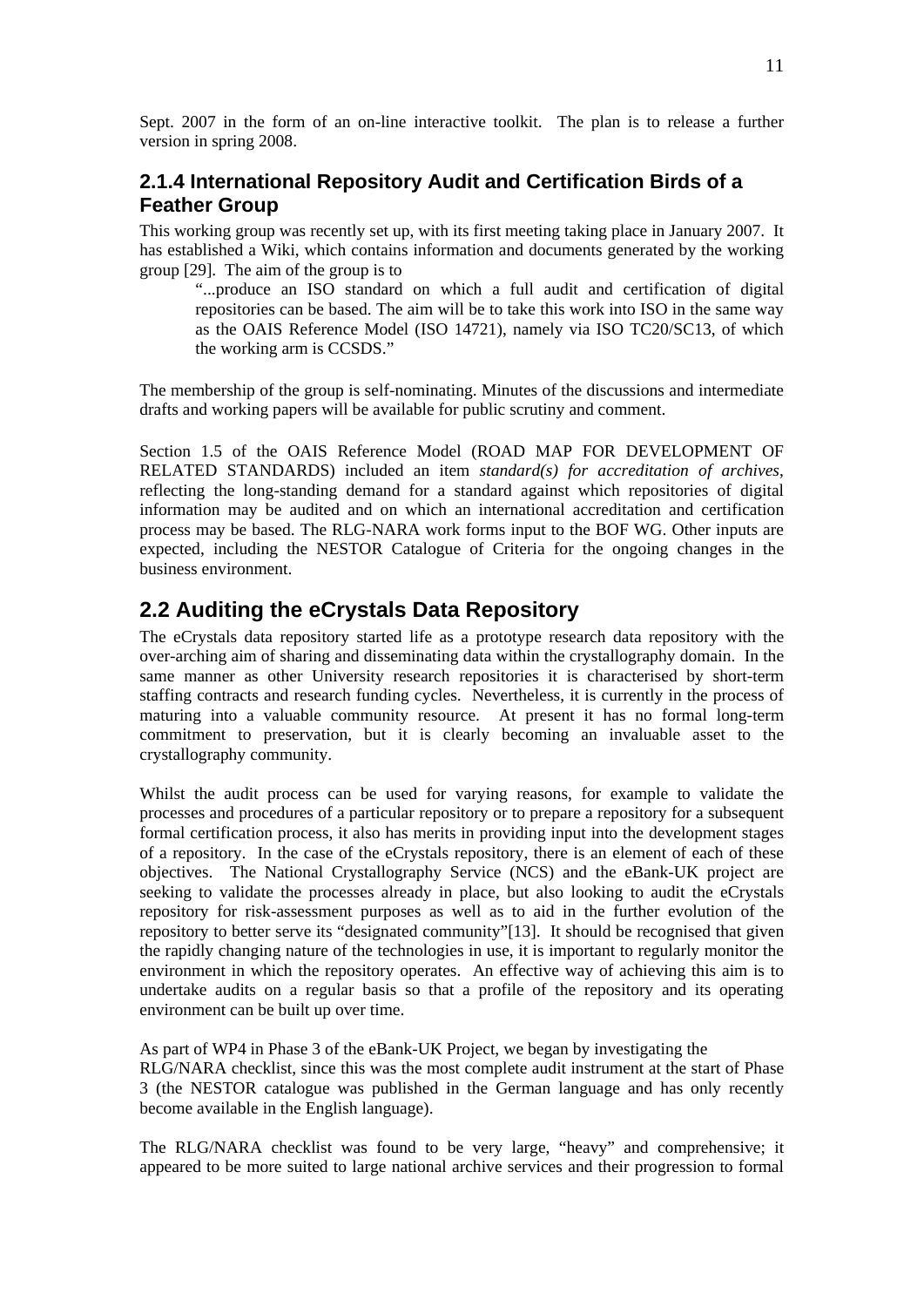Sept. 2007 in the form of an on-line interactive toolkit. The plan is to release a further version in spring 2008.

### 2.1.4 International Repository Audit and Certification Birds of a Feather Group

This working group was recently set up, with its first meeting taking place in January 2007. It has established a Wiki, which contains information and documents generated by the working group [29]. The aim of the group is to

> "...produce an ISO standard on which a full audit and certification of digital repositories can be based. The aim will be to take this work into ISO in the same way as the OAIS Reference Model (ISO 14721), namely via ISO TC20/SC13, of which the working arm is CCSDS."

The membership of the group is self-nominating. Minutes of the discussions and intermediate drafts and working papers will be available for public scrutiny and comment.

Section 1.5 of the OAIS Reference Model (ROAD MAP FOR DEVELOPMENT OF RELATED STANDARDS) included an item *standard(s) for accreditation of archives*, reflecting the long-standing demand for a standard against which repositories of digital information may be audited and on which an international accreditation and certification process may be based. The RLG-NARA work forms input to the BOF WG. Other inputs are expected, including the NESTOR Catalogue of Criteria for the ongoing changes in the business environment.

## 2.2 Auditing the eCrystals Data Repository

The eCrystals data repository started life as a prototype research data repository with the over-arching aim of sharing and disseminating data within the crystallography domain. In the same manner as other University research repositories it is characterised by short-term staffing contracts and research funding cycles. Nevertheless, it is currently in the process of maturing into a valuable community resource. At present it has no formal long-term commitment to preservation, but it is clearly becoming an invaluable asset to the crystallography community.

Whilst the audit process can be used for varying reasons, for example to validate the processes and procedures of a particular repository or to prepare a repository for a subsequent formal certification process, it also has merits in providing input into the development stages of a repository. In the case of the eCrystals repository, there is an element of each of these objectives. The National Crystallography Service (NCS) and the eBank-UK project are seeking to validate the processes already in place, but also looking to audit the eCrystals repository for risk-assessment purposes as well as to aid in the further evolution of the repository to better serve its "designated community"[13]. It should be recognised that given the rapidly changing nature of the technologies in use, it is important to regularly monitor the environment in which the repository operates. An effective way of achieving this aim is to undertake audits on a regular basis so that a profile of the repository and its operating environment can be built up over time.

As part of WP4 in Phase 3 of the eBank-UK Project, we began by investigating the RLG/NARA checklist, since this was the most complete audit instrument at the start of Phase 3 (the NESTOR catalogue was published in the German language and has only recently become available in the English language).

The RLG/NARA checklist was found to be very large, "heavy" and comprehensive; it appeared to be more suited to large national archive services and their progression to formal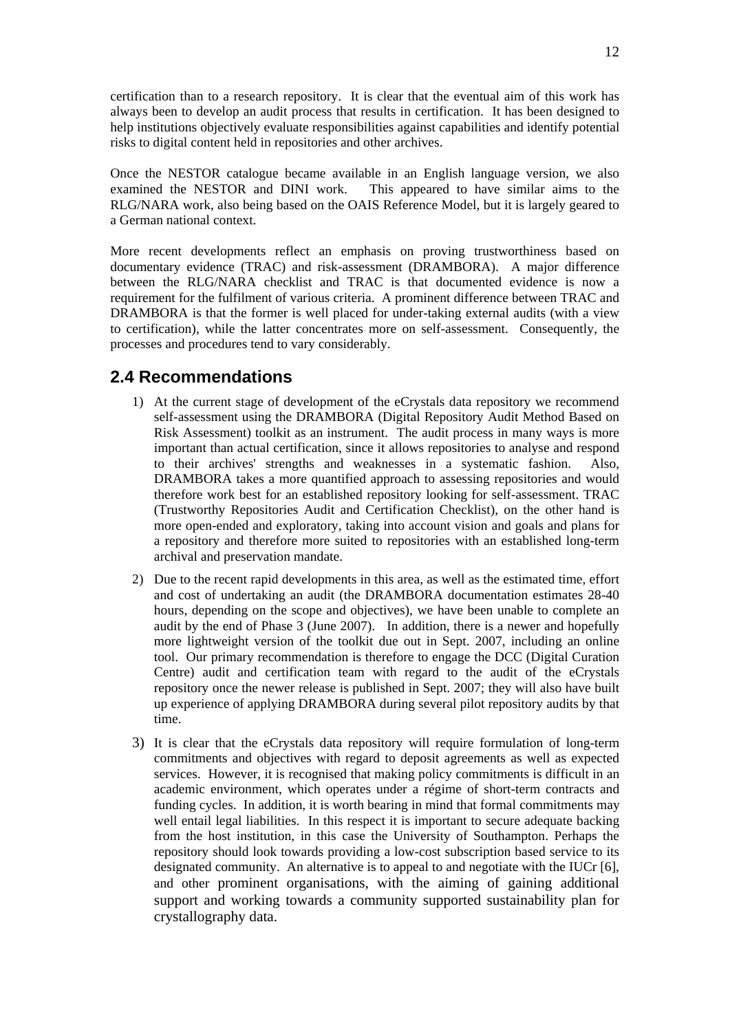certification than to a research repository. It is clear that the eventual aim of this work has always been to develop an audit process that results in certification. It has been designed to help institutions objectively evaluate responsibilities against capabilities and identify potential risks to digital content held in repositories and other archives.

Once the NESTOR catalogue became available in an English language version, we also examined the NESTOR and DINI work. This appeared to have similar aims to the RLG/NARA work, also being based on the OAIS Reference Model, but it is largely geared to a German national context.

More recent developments reflect an emphasis on proving trustworthiness based on documentary evidence (TRAC) and risk-assessment (DRAMBORA). A major difference between the RLG/NARA checklist and TRAC is that documented evidence is now a requirement for the fulfilment of various criteria. A prominent difference between TRAC and DRAMBORA is that the former is well placed for under-taking external audits (with a view to certification), while the latter concentrates more on self-assessment. Consequently, the processes and procedures tend to vary considerably.

## 2.4 Recommendations

1) At the current stage of development of the eCrystals data repository we recommend self-assessment using the DRAMBORA (Digital Repository Audit Method Based on Risk Assessment) toolkit as an instrument. The audit process in many ways is more important than actual certification, since it allows repositories to analyse and respond to their archives' strengths and weaknesses in a systematic fashion. Also, DRAMBORA takes a more quantified approach to assessing repositories and would therefore work best for an established repository looking for self-assessment. TRAC (Trustworthy Repositories Audit and Certification Checklist), on the other hand is more open-ended and exploratory, taking into account vision and goals and plans for a repository and therefore more suited to repositories with an established long-term archival and preservation mandate.
2) Due to the recent rapid developments in this area, as well as the estimated time, effort and cost of undertaking an audit (the DRAMBORA documentation estimates 28-40 hours, depending on the scope and objectives), we have been unable to complete an audit by the end of Phase 3 (June 2007). In addition, there is a newer and hopefully more lightweight version of the toolkit due out in Sept. 2007, including an online tool. Our primary recommendation is therefore to engage the DCC (Digital Curation Centre) audit and certification team with regard to the audit of the eCrystals repository once the newer release is published in Sept. 2007; they will also have built up experience of applying DRAMBORA during several pilot repository audits by that time.
3) It is clear that the eCrystals data repository will require formulation of long-term commitments and objectives with regard to deposit agreements as well as expected services. However, it is recognised that making policy commitments is difficult in an academic environment, which operates under a régime of short-term contracts and funding cycles. In addition, it is worth bearing in mind that formal commitments may well entail legal liabilities. In this respect it is important to secure adequate backing from the host institution, in this case the University of Southampton. Perhaps the repository should look towards providing a low-cost subscription based service to its designated community. An alternative is to appeal to and negotiate with the IUCr [6], and other prominent organisations, with the aiming of gaining additional support and working towards a community supported sustainability plan for crystallography data.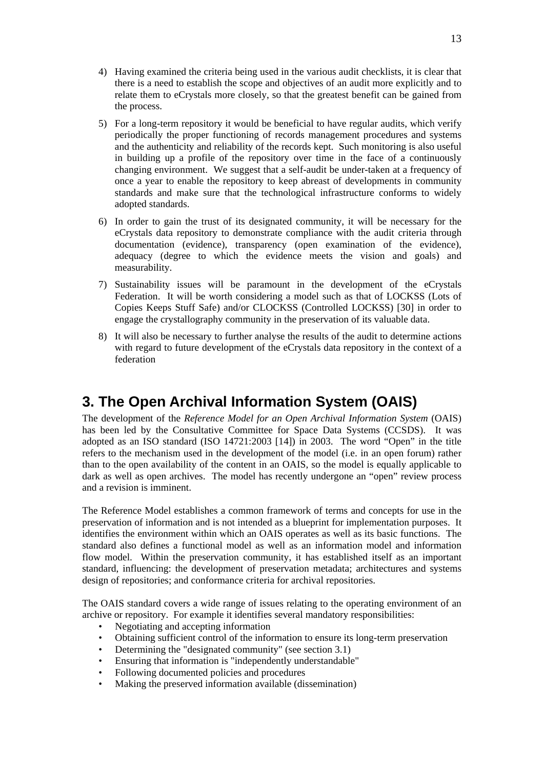4) Having examined the criteria being used in the various audit checklists, it is clear that there is a need to establish the scope and objectives of an audit more explicitly and to relate them to eCrystals more closely, so that the greatest benefit can be gained from the process.

5) For a long-term repository it would be beneficial to have regular audits, which verify periodically the proper functioning of records management procedures and systems and the authenticity and reliability of the records kept. Such monitoring is also useful in building up a profile of the repository over time in the face of a continuously changing environment. We suggest that a self-audit be under-taken at a frequency of once a year to enable the repository to keep abreast of developments in community standards and make sure that the technological infrastructure conforms to widely adopted standards.

6) In order to gain the trust of its designated community, it will be necessary for the eCrystals data repository to demonstrate compliance with the audit criteria through documentation (evidence), transparency (open examination of the evidence), adequacy (degree to which the evidence meets the vision and goals) and measurability.

7) Sustainability issues will be paramount in the development of the eCrystals Federation. It will be worth considering a model such as that of LOCKSS (Lots of Copies Keeps Stuff Safe) and/or CLOCKSS (Controlled LOCKSS) [30] in order to engage the crystallography community in the preservation of its valuable data.

8) It will also be necessary to further analyse the results of the audit to determine actions with regard to future development of the eCrystals data repository in the context of a federation

# 3. The Open Archival Information System (OAIS)

The development of the *Reference Model for an Open Archival Information System* (OAIS) has been led by the Consultative Committee for Space Data Systems (CCSDS). It was adopted as an ISO standard (ISO 14721:2003 [14]) in 2003. The word "Open" in the title refers to the mechanism used in the development of the model (i.e. in an open forum) rather than to the open availability of the content in an OAIS, so the model is equally applicable to dark as well as open archives. The model has recently undergone an "open" review process and a revision is imminent.

The Reference Model establishes a common framework of terms and concepts for use in the preservation of information and is not intended as a blueprint for implementation purposes. It identifies the environment within which an OAIS operates as well as its basic functions. The standard also defines a functional model as well as an information model and information flow model. Within the preservation community, it has established itself as an important standard, influencing: the development of preservation metadata; architectures and systems design of repositories; and conformance criteria for archival repositories.

The OAIS standard covers a wide range of issues relating to the operating environment of an archive or repository. For example it identifies several mandatory responsibilities:

- Negotiating and accepting information
- Obtaining sufficient control of the information to ensure its long-term preservation
- Determining the "designated community" (see section 3.1)
- Ensuring that information is "independently understandable"
- Following documented policies and procedures
- Making the preserved information available (dissemination)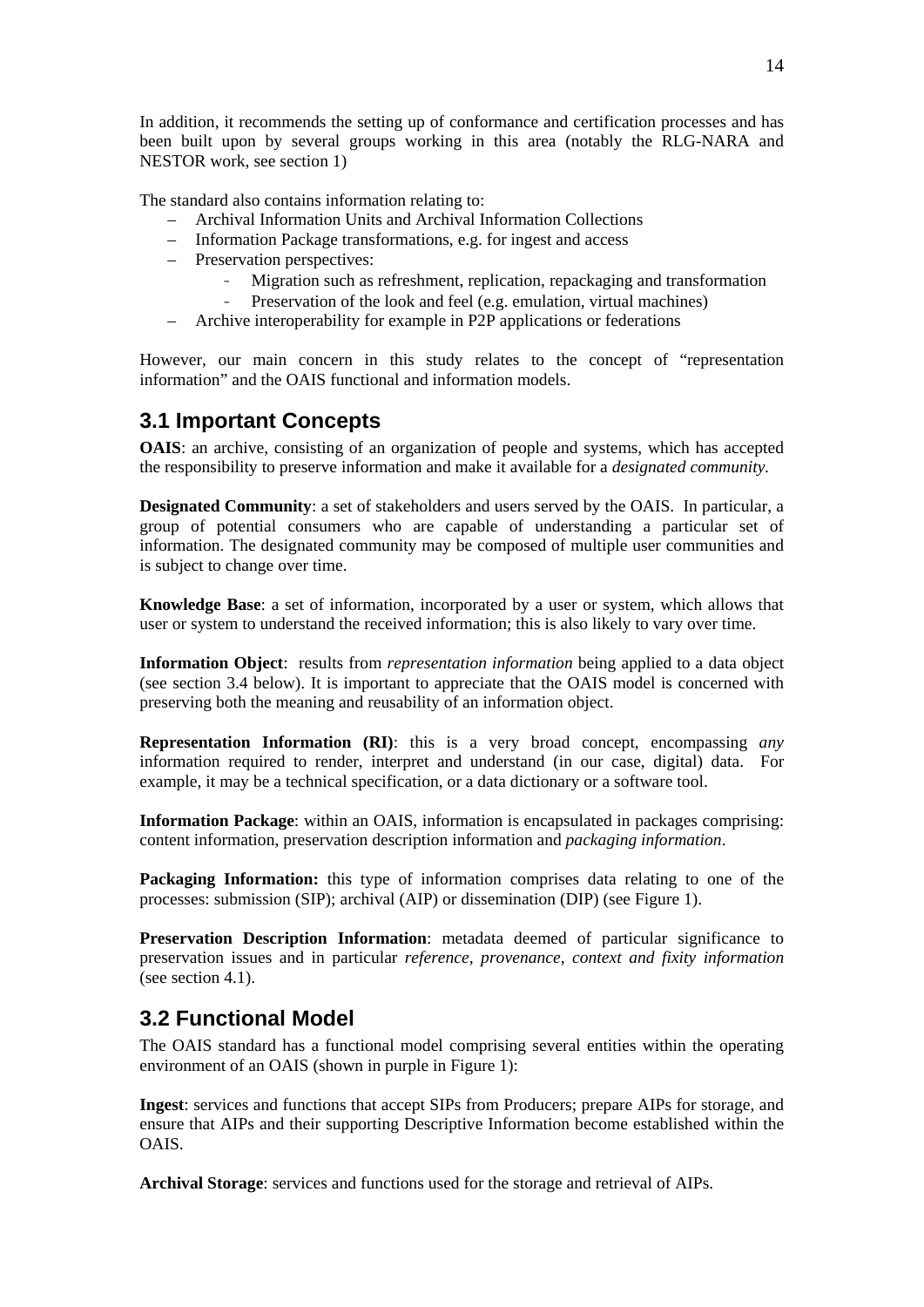In addition, it recommends the setting up of conformance and certification processes and has been built upon by several groups working in this area (notably the RLG-NARA and NESTOR work, see section 1)

The standard also contains information relating to:

- Archival Information Units and Archival Information Collections
- Information Package transformations, e.g. for ingest and access
- Preservation perspectives:
  - Migration such as refreshment, replication, repackaging and transformation
  - Preservation of the look and feel (e.g. emulation, virtual machines)
- Archive interoperability for example in P2P applications or federations

However, our main concern in this study relates to the concept of "representation information" and the OAIS functional and information models.

## 3.1 Important Concepts

**OAIS**: an archive, consisting of an organization of people and systems, which has accepted the responsibility to preserve information and make it available for a *designated community.*

**Designated Community**: a set of stakeholders and users served by the OAIS. In particular, a group of potential consumers who are capable of understanding a particular set of information. The designated community may be composed of multiple user communities and is subject to change over time.

**Knowledge Base**: a set of information, incorporated by a user or system, which allows that user or system to understand the received information; this is also likely to vary over time.

**Information Object**: results from *representation information* being applied to a data object (see section 3.4 below). It is important to appreciate that the OAIS model is concerned with preserving both the meaning and reusability of an information object.

**Representation Information (RI)**: this is a very broad concept, encompassing *any* information required to render, interpret and understand (in our case, digital) data. For example, it may be a technical specification, or a data dictionary or a software tool.

**Information Package**: within an OAIS, information is encapsulated in packages comprising: content information, preservation description information and *packaging information*.

**Packaging Information:** this type of information comprises data relating to one of the processes: submission (SIP); archival (AIP) or dissemination (DIP) (see Figure 1).

**Preservation Description Information**: metadata deemed of particular significance to preservation issues and in particular *reference, provenance, context and fixity information* (see section 4.1).

## 3.2 Functional Model

The OAIS standard has a functional model comprising several entities within the operating environment of an OAIS (shown in purple in Figure 1):

**Ingest**: services and functions that accept SIPs from Producers; prepare AIPs for storage, and ensure that AIPs and their supporting Descriptive Information become established within the OAIS.

**Archival Storage**: services and functions used for the storage and retrieval of AIPs.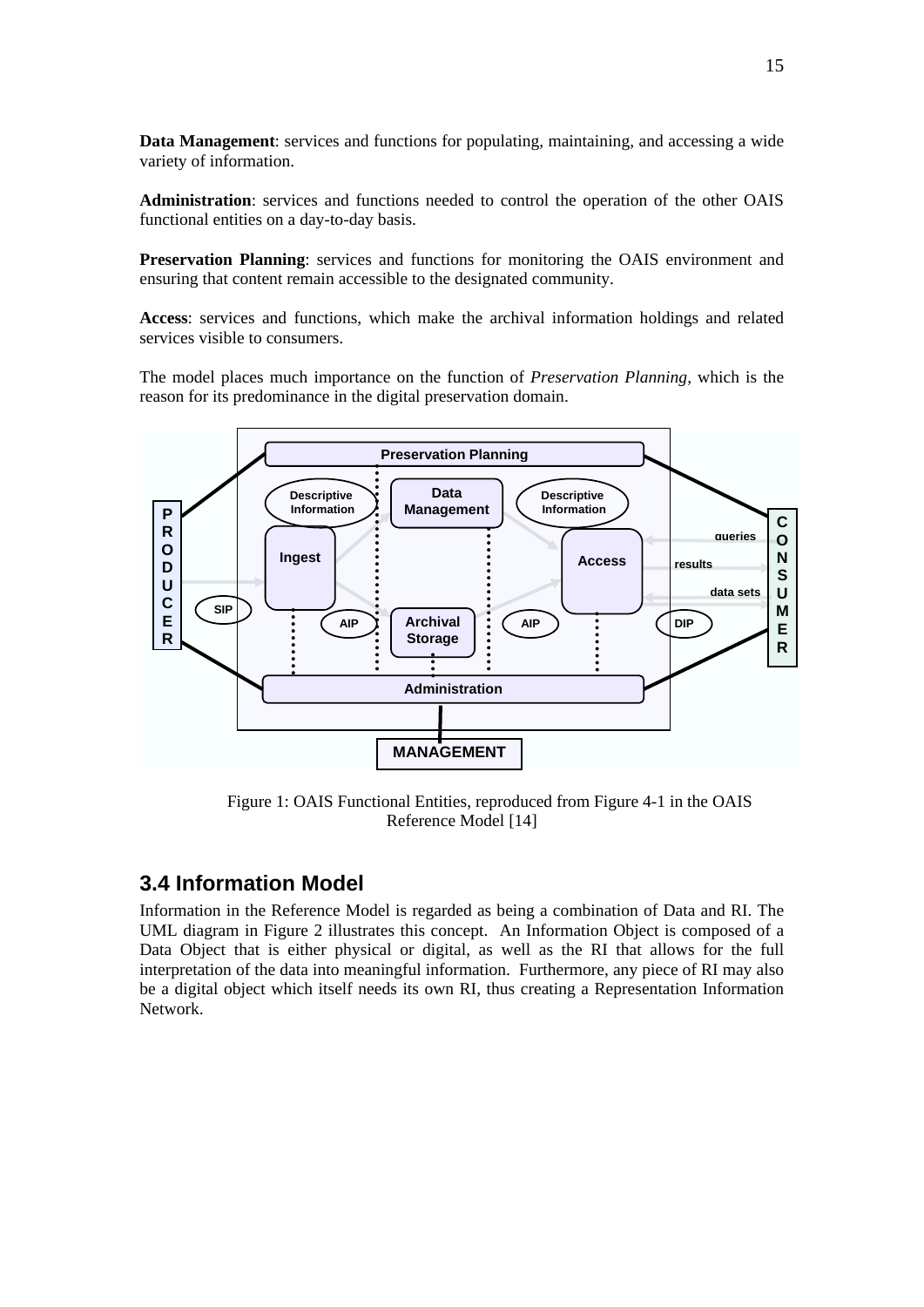**Data Management**: services and functions for populating, maintaining, and accessing a wide variety of information.

**Administration**: services and functions needed to control the operation of the other OAIS functional entities on a day-to-day basis.

**Preservation Planning**: services and functions for monitoring the OAIS environment and ensuring that content remain accessible to the designated community.

**Access**: services and functions, which make the archival information holdings and related services visible to consumers.

The model places much importance on the function of *Preservation Planning*, which is the reason for its predominance in the digital preservation domain.

Figure 1: OAIS Functional Entities, reproduced from Figure 4-1 in the OAIS Reference Model [14]

## 3.4 Information Model

Information in the Reference Model is regarded as being a combination of Data and RI. The UML diagram in Figure 2 illustrates this concept. An Information Object is composed of a Data Object that is either physical or digital, as well as the RI that allows for the full interpretation of the data into meaningful information. Furthermore, any piece of RI may also be a digital object which itself needs its own RI, thus creating a Representation Information Network.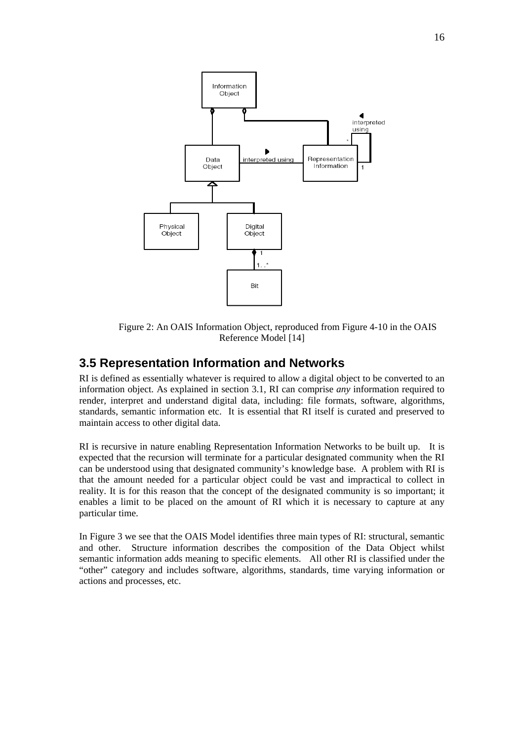Figure 2: An OAIS Information Object, reproduced from Figure 4-10 in the OAIS Reference Model [14]

## 3.5 Representation Information and Networks

RI is defined as essentially whatever is required to allow a digital object to be converted to an information object. As explained in section 3.1, RI can comprise *any* information required to render, interpret and understand digital data, including: file formats, software, algorithms, standards, semantic information etc. It is essential that RI itself is curated and preserved to maintain access to other digital data.

RI is recursive in nature enabling Representation Information Networks to be built up. It is expected that the recursion will terminate for a particular designated community when the RI can be understood using that designated community's knowledge base. A problem with RI is that the amount needed for a particular object could be vast and impractical to collect in reality. It is for this reason that the concept of the designated community is so important; it enables a limit to be placed on the amount of RI which it is necessary to capture at any particular time.

In Figure 3 we see that the OAIS Model identifies three main types of RI: structural, semantic and other. Structure information describes the composition of the Data Object whilst semantic information adds meaning to specific elements. All other RI is classified under the "other" category and includes software, algorithms, standards, time varying information or actions and processes, etc.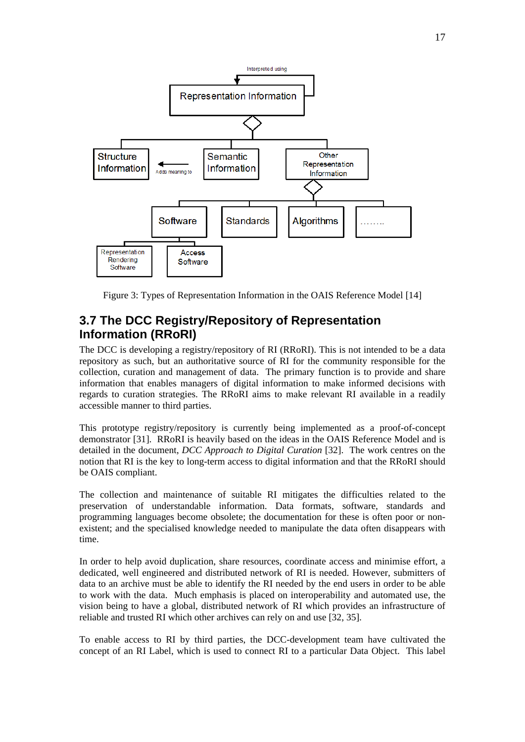Figure 3: Types of Representation Information in the OAIS Reference Model [14]

## 3.7 The DCC Registry/Repository of Representation Information (RRoRI)

The DCC is developing a registry/repository of RI (RRoRI). This is not intended to be a data repository as such, but an authoritative source of RI for the community responsible for the collection, curation and management of data. The primary function is to provide and share information that enables managers of digital information to make informed decisions with regards to curation strategies. The RRoRI aims to make relevant RI available in a readily accessible manner to third parties.

This prototype registry/repository is currently being implemented as a proof-of-concept demonstrator [31]. RRoRI is heavily based on the ideas in the OAIS Reference Model and is detailed in the document, *DCC Approach to Digital Curation* [32]. The work centres on the notion that RI is the key to long-term access to digital information and that the RRoRI should be OAIS compliant.

The collection and maintenance of suitable RI mitigates the difficulties related to the preservation of understandable information. Data formats, software, standards and programming languages become obsolete; the documentation for these is often poor or non-existent; and the specialised knowledge needed to manipulate the data often disappears with time.

In order to help avoid duplication, share resources, coordinate access and minimise effort, a dedicated, well engineered and distributed network of RI is needed. However, submitters of data to an archive must be able to identify the RI needed by the end users in order to be able to work with the data. Much emphasis is placed on interoperability and automated use, the vision being to have a global, distributed network of RI which provides an infrastructure of reliable and trusted RI which other archives can rely on and use [32, 35].

To enable access to RI by third parties, the DCC-development team have cultivated the concept of an RI Label, which is used to connect RI to a particular Data Object. This label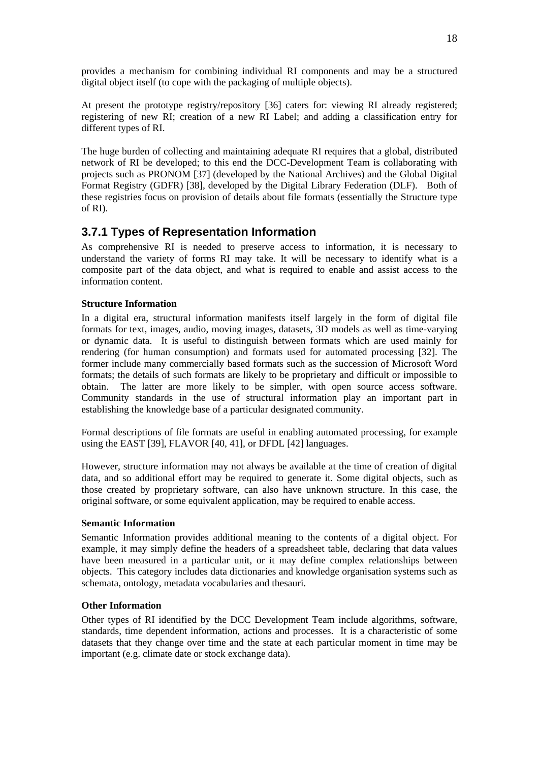provides a mechanism for combining individual RI components and may be a structured digital object itself (to cope with the packaging of multiple objects).

At present the prototype registry/repository [36] caters for: viewing RI already registered; registering of new RI; creation of a new RI Label; and adding a classification entry for different types of RI.

The huge burden of collecting and maintaining adequate RI requires that a global, distributed network of RI be developed; to this end the DCC-Development Team is collaborating with projects such as PRONOM [37] (developed by the National Archives) and the Global Digital Format Registry (GDFR) [38], developed by the Digital Library Federation (DLF). Both of these registries focus on provision of details about file formats (essentially the Structure type of RI).

### 3.7.1 Types of Representation Information

As comprehensive RI is needed to preserve access to information, it is necessary to understand the variety of forms RI may take. It will be necessary to identify what is a composite part of the data object, and what is required to enable and assist access to the information content.

**Structure Information**

In a digital era, structural information manifests itself largely in the form of digital file formats for text, images, audio, moving images, datasets, 3D models as well as time-varying or dynamic data. It is useful to distinguish between formats which are used mainly for rendering (for human consumption) and formats used for automated processing [32]. The former include many commercially based formats such as the succession of Microsoft Word formats; the details of such formats are likely to be proprietary and difficult or impossible to obtain. The latter are more likely to be simpler, with open source access software. Community standards in the use of structural information play an important part in establishing the knowledge base of a particular designated community.

Formal descriptions of file formats are useful in enabling automated processing, for example using the EAST [39], FLAVOR [40, 41], or DFDL [42] languages.

However, structure information may not always be available at the time of creation of digital data, and so additional effort may be required to generate it. Some digital objects, such as those created by proprietary software, can also have unknown structure. In this case, the original software, or some equivalent application, may be required to enable access.

**Semantic Information**

Semantic Information provides additional meaning to the contents of a digital object. For example, it may simply define the headers of a spreadsheet table, declaring that data values have been measured in a particular unit, or it may define complex relationships between objects. This category includes data dictionaries and knowledge organisation systems such as schemata, ontology, metadata vocabularies and thesauri.

**Other Information**

Other types of RI identified by the DCC Development Team include algorithms, software, standards, time dependent information, actions and processes. It is a characteristic of some datasets that they change over time and the state at each particular moment in time may be important (e.g. climate date or stock exchange data).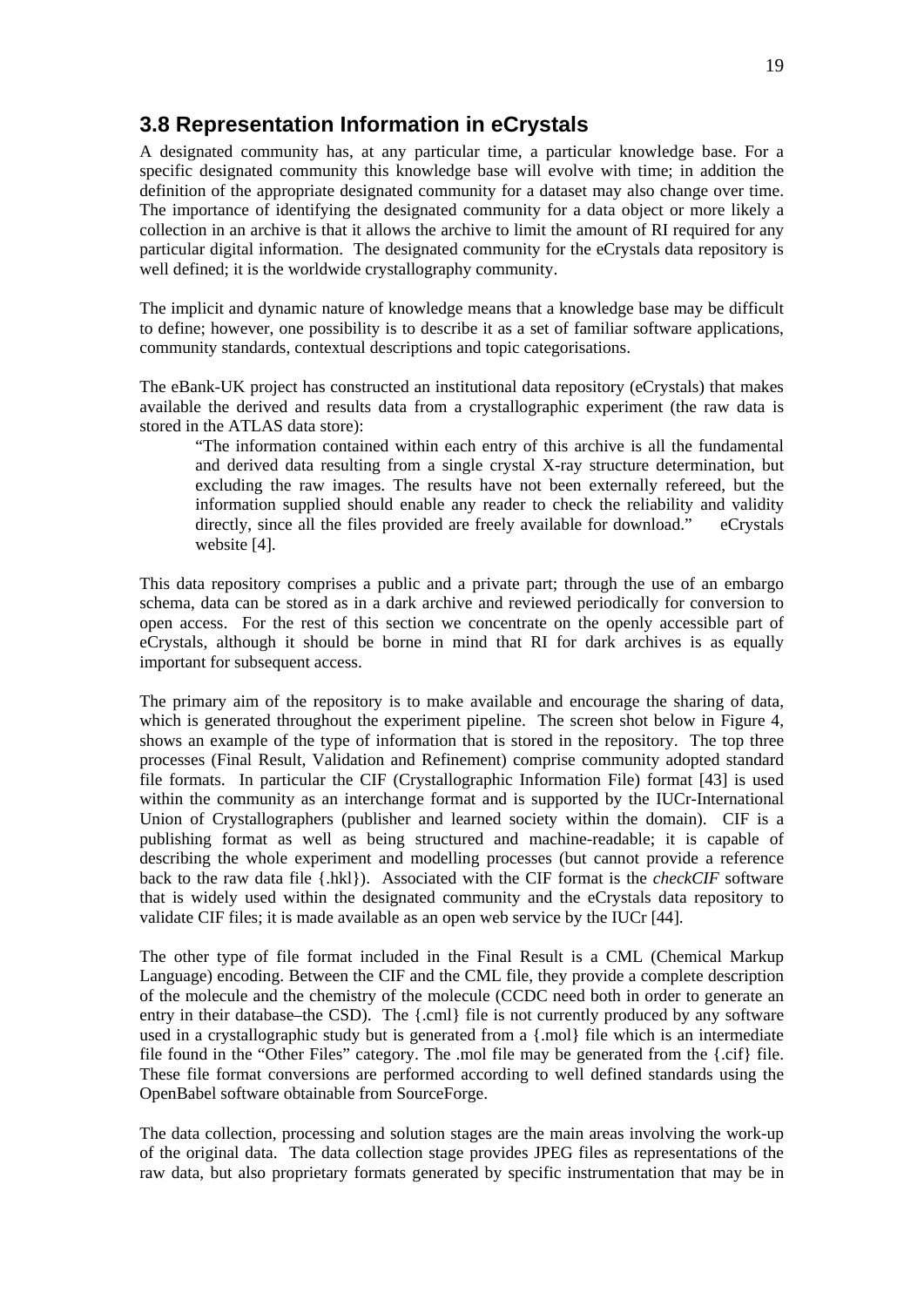## 3.8 Representation Information in eCrystals

A designated community has, at any particular time, a particular knowledge base. For a specific designated community this knowledge base will evolve with time; in addition the definition of the appropriate designated community for a dataset may also change over time. The importance of identifying the designated community for a data object or more likely a collection in an archive is that it allows the archive to limit the amount of RI required for any particular digital information. The designated community for the eCrystals data repository is well defined; it is the worldwide crystallography community.

The implicit and dynamic nature of knowledge means that a knowledge base may be difficult to define; however, one possibility is to describe it as a set of familiar software applications, community standards, contextual descriptions and topic categorisations.

The eBank-UK project has constructed an institutional data repository (eCrystals) that makes available the derived and results data from a crystallographic experiment (the raw data is stored in the ATLAS data store):

> "The information contained within each entry of this archive is all the fundamental and derived data resulting from a single crystal X-ray structure determination, but excluding the raw images. The results have not been externally refereed, but the information supplied should enable any reader to check the reliability and validity directly, since all the files provided are freely available for download." eCrystals website [4].

This data repository comprises a public and a private part; through the use of an embargo schema, data can be stored as in a dark archive and reviewed periodically for conversion to open access. For the rest of this section we concentrate on the openly accessible part of eCrystals, although it should be borne in mind that RI for dark archives is as equally important for subsequent access.

The primary aim of the repository is to make available and encourage the sharing of data, which is generated throughout the experiment pipeline. The screen shot below in Figure 4, shows an example of the type of information that is stored in the repository. The top three processes (Final Result, Validation and Refinement) comprise community adopted standard file formats. In particular the CIF (Crystallographic Information File) format [43] is used within the community as an interchange format and is supported by the IUCr-International Union of Crystallographers (publisher and learned society within the domain). CIF is a publishing format as well as being structured and machine-readable; it is capable of describing the whole experiment and modelling processes (but cannot provide a reference back to the raw data file {.hkl}). Associated with the CIF format is the *checkCIF* software that is widely used within the designated community and the eCrystals data repository to validate CIF files; it is made available as an open web service by the IUCr [44].

The other type of file format included in the Final Result is a CML (Chemical Markup Language) encoding. Between the CIF and the CML file, they provide a complete description of the molecule and the chemistry of the molecule (CCDC need both in order to generate an entry in their database–the CSD). The {.cml} file is not currently produced by any software used in a crystallographic study but is generated from a {.mol} file which is an intermediate file found in the "Other Files" category. The .mol file may be generated from the {.cif} file. These file format conversions are performed according to well defined standards using the OpenBabel software obtainable from SourceForge.

The data collection, processing and solution stages are the main areas involving the work-up of the original data. The data collection stage provides JPEG files as representations of the raw data, but also proprietary formats generated by specific instrumentation that may be in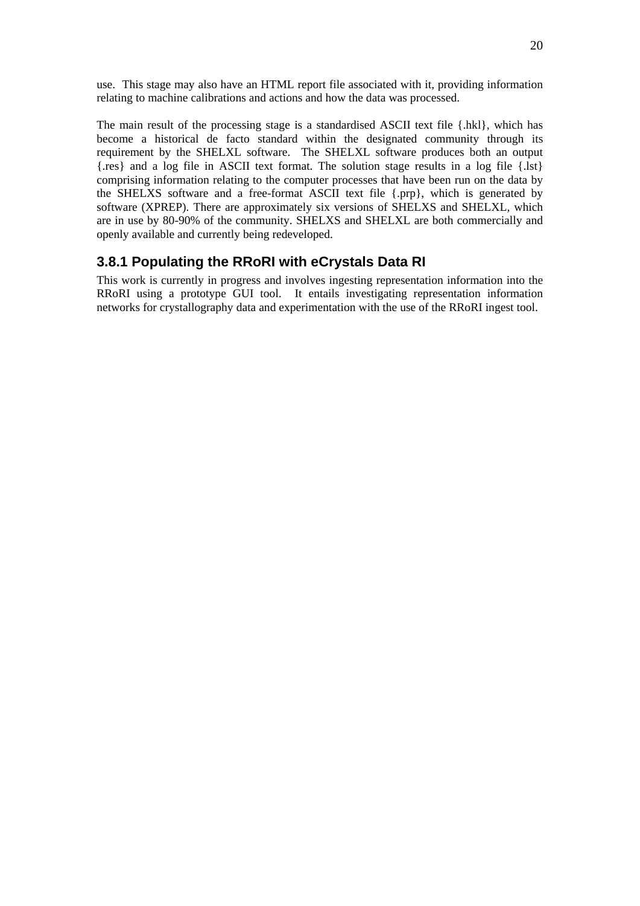use. This stage may also have an HTML report file associated with it, providing information relating to machine calibrations and actions and how the data was processed.

The main result of the processing stage is a standardised ASCII text file {.hkl}, which has become a historical de facto standard within the designated community through its requirement by the SHELXL software. The SHELXL software produces both an output {.res} and a log file in ASCII text format. The solution stage results in a log file {.lst} comprising information relating to the computer processes that have been run on the data by the SHELXS software and a free-format ASCII text file {.prp}, which is generated by software (XPREP). There are approximately six versions of SHELXS and SHELXL, which are in use by 80-90% of the community. SHELXS and SHELXL are both commercially and openly available and currently being redeveloped.

### 3.8.1 Populating the RRoRI with eCrystals Data RI

This work is currently in progress and involves ingesting representation information into the RRoRI using a prototype GUI tool. It entails investigating representation information networks for crystallography data and experimentation with the use of the RRoRI ingest tool.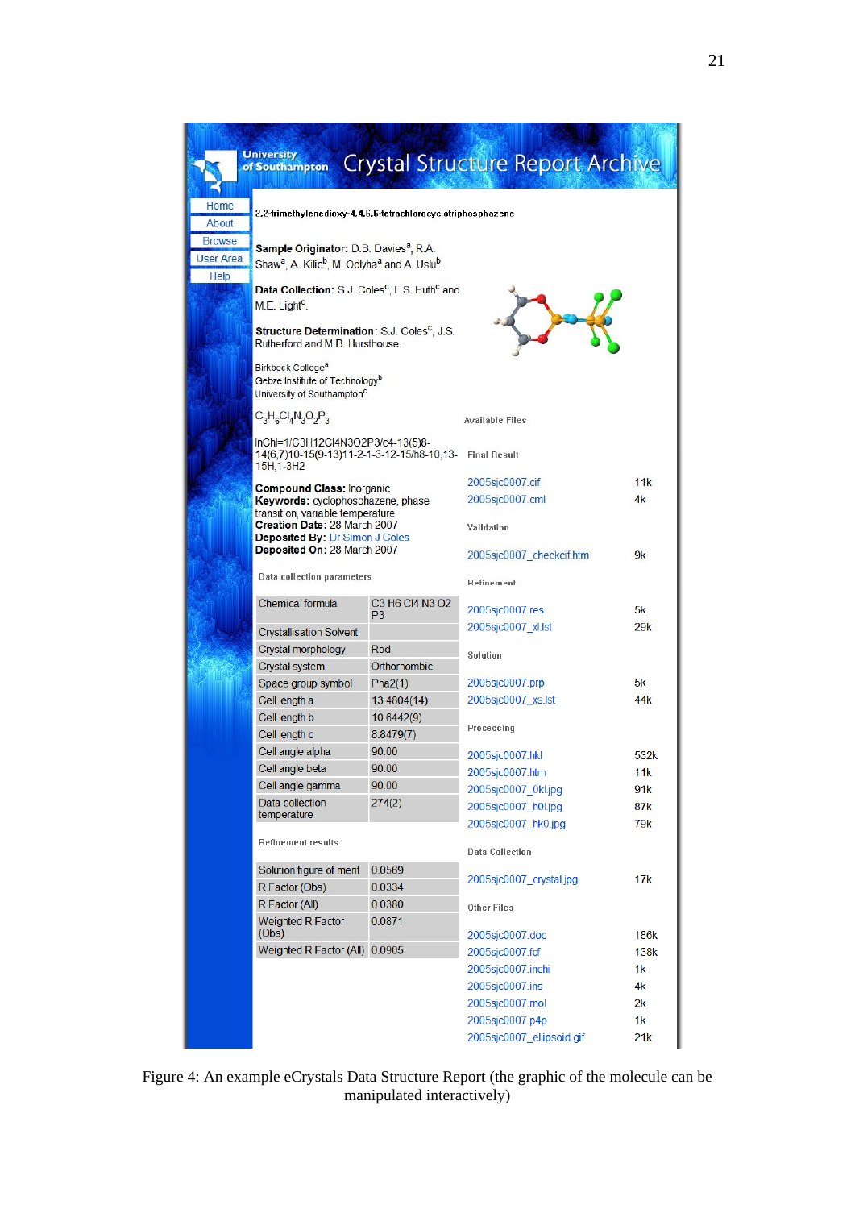University of Southampton Crystal Structure Report Archive

Home
About
Browse
User Area
Help

2,2-trimethylenedioxy-4,4,6,6-tetrachlorocyclotriphosphazene

**Sample Originator:** D.B. Davies[a], R.A. Shaw[a], A. Kilic[b], M. Odlyha[a] and A. Uslu[b].

**Data Collection:** S.J. Coles[c], L.S. Huth[c] and M.E. Light[c].

**Structure Determination:** S.J. Coles[c], J.S. Rutherford and M.B. Hursthouse.

Birkbeck College[a]
Gebze Institute of Technology[b]
University of Southampton[c]

$C_3H_6Cl_4N_3O_2P_3$

InChI=1/C3H12Cl4N3O2P3/c4-13(5)8-14(6,7)10-15(9-13)11-2-1-3-12-15/h8-10,13-15H,1-3H2

**Compound Class:** Inorganic
**Keywords:** cyclophosphazene, phase transition, variable temperature
**Creation Date:** 28 March 2007
**Deposited By:** Dr Simon J Coles
**Deposited On:** 28 March 2007

Data collection parameters

| | |
|---|---|
| Chemical formula | C3 H6 Cl4 N3 O2 P3 |
| Crystallisation Solvent | |
| Crystal morphology | Rod |
| Crystal system | Orthorhombic |
| Space group symbol | Pna2(1) |
| Cell length a | 13.4804(14) |
| Cell length b | 10.6442(9) |
| Cell length c | 8.8479(7) |
| Cell angle alpha | 90.00 |
| Cell angle beta | 90.00 |
| Cell angle gamma | 90.00 |
| Data collection temperature | 274(2) |

Refinement results

| | |
|---|---|
| Solution figure of merit | 0.0569 |
| R Factor (Obs) | 0.0334 |
| R Factor (All) | 0.0380 |
| Weighted R Factor (Obs) | 0.0871 |
| Weighted R Factor (All) | 0.0905 |

Available Files

| | |
|---|---|
| **Final Result** | |
| 2005sjc0007.cif | 11k |
| 2005sjc0007.cml | 4k |
| **Validation** | |
| 2005sjc0007_checkcif.htm | 9k |
| **Refinement** | |
| 2005sjc0007.res | 5k |
| 2005sjc0007_xl.lst | 29k |
| **Solution** | |
| 2005sjc0007.prp | 5k |
| 2005sjc0007_xs.lst | 44k |
| **Processing** | |
| 2005sjc0007.hkl | 532k |
| 2005sjc0007.htm | 11k |
| 2005sjc0007_0kl.jpg | 91k |
| 2005sjc0007_h0l.jpg | 87k |
| 2005sjc0007_hk0.jpg | 79k |
| **Data Collection** | |
| 2005sjc0007_crystal.jpg | 17k |
| **Other Files** | |
| 2005sjc0007.doc | 186k |
| 2005sjc0007.fcf | 138k |
| 2005sjc0007.inchi | 1k |
| 2005sjc0007.ins | 4k |
| 2005sjc0007.mol | 2k |
| 2005sjc0007.p4p | 1k |
| 2005sjc0007_ellipsoid.gif | 21k |

Figure 4: An example eCrystals Data Structure Report (the graphic of the molecule can be manipulated interactively)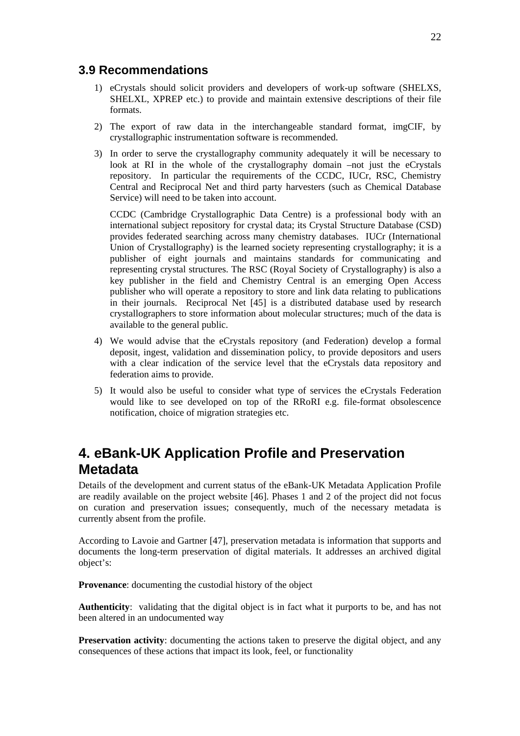## 3.9 Recommendations

1) eCrystals should solicit providers and developers of work-up software (SHELXS, SHELXL, XPREP etc.) to provide and maintain extensive descriptions of their file formats.

2) The export of raw data in the interchangeable standard format, imgCIF, by crystallographic instrumentation software is recommended.

3) In order to serve the crystallography community adequately it will be necessary to look at RI in the whole of the crystallography domain –not just the eCrystals repository. In particular the requirements of the CCDC, IUCr, RSC, Chemistry Central and Reciprocal Net and third party harvesters (such as Chemical Database Service) will need to be taken into account.

   CCDC (Cambridge Crystallographic Data Centre) is a professional body with an international subject repository for crystal data; its Crystal Structure Database (CSD) provides federated searching across many chemistry databases. IUCr (International Union of Crystallography) is the learned society representing crystallography; it is a publisher of eight journals and maintains standards for communicating and representing crystal structures. The RSC (Royal Society of Crystallography) is also a key publisher in the field and Chemistry Central is an emerging Open Access publisher who will operate a repository to store and link data relating to publications in their journals. Reciprocal Net [45] is a distributed database used by research crystallographers to store information about molecular structures; much of the data is available to the general public.

4) We would advise that the eCrystals repository (and Federation) develop a formal deposit, ingest, validation and dissemination policy, to provide depositors and users with a clear indication of the service level that the eCrystals data repository and federation aims to provide.

5) It would also be useful to consider what type of services the eCrystals Federation would like to see developed on top of the RRoRI e.g. file-format obsolescence notification, choice of migration strategies etc.

# 4. eBank-UK Application Profile and Preservation Metadata

Details of the development and current status of the eBank-UK Metadata Application Profile are readily available on the project website [46]. Phases 1 and 2 of the project did not focus on curation and preservation issues; consequently, much of the necessary metadata is currently absent from the profile.

According to Lavoie and Gartner [47], preservation metadata is information that supports and documents the long-term preservation of digital materials. It addresses an archived digital object's:

**Provenance**: documenting the custodial history of the object

**Authenticity**: validating that the digital object is in fact what it purports to be, and has not been altered in an undocumented way

**Preservation activity**: documenting the actions taken to preserve the digital object, and any consequences of these actions that impact its look, feel, or functionality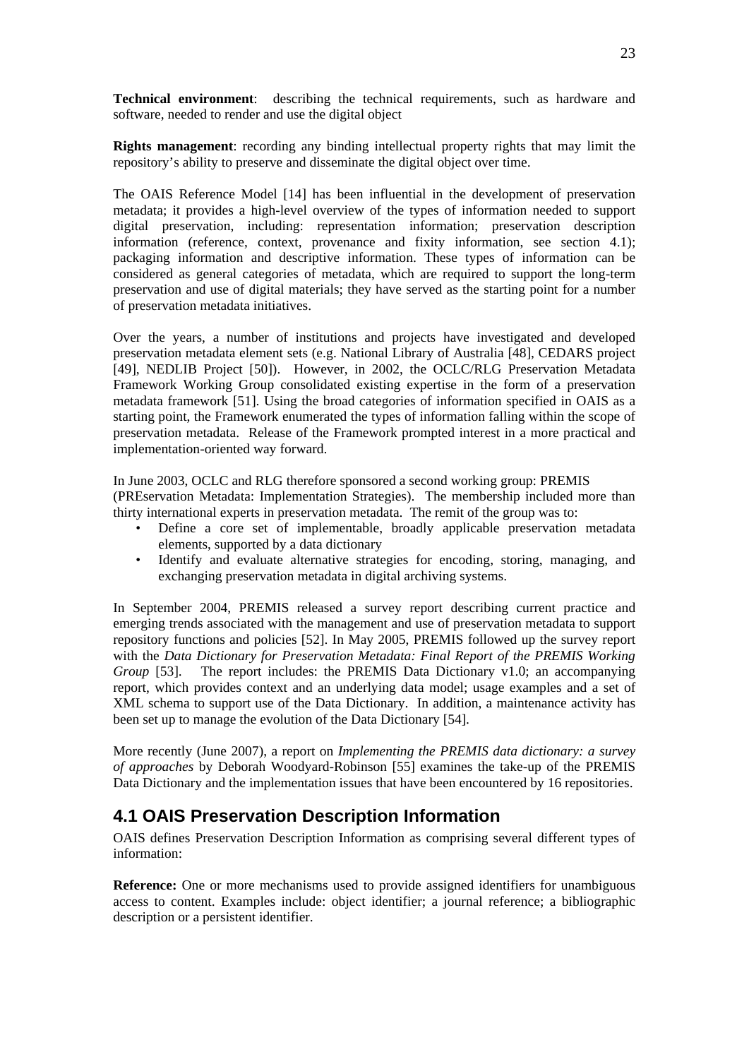**Technical environment**: describing the technical requirements, such as hardware and software, needed to render and use the digital object

**Rights management**: recording any binding intellectual property rights that may limit the repository's ability to preserve and disseminate the digital object over time.

The OAIS Reference Model [14] has been influential in the development of preservation metadata; it provides a high-level overview of the types of information needed to support digital preservation, including: representation information; preservation description information (reference, context, provenance and fixity information, see section 4.1); packaging information and descriptive information. These types of information can be considered as general categories of metadata, which are required to support the long-term preservation and use of digital materials; they have served as the starting point for a number of preservation metadata initiatives.

Over the years, a number of institutions and projects have investigated and developed preservation metadata element sets (e.g. National Library of Australia [48], CEDARS project [49], NEDLIB Project [50]). However, in 2002, the OCLC/RLG Preservation Metadata Framework Working Group consolidated existing expertise in the form of a preservation metadata framework [51]. Using the broad categories of information specified in OAIS as a starting point, the Framework enumerated the types of information falling within the scope of preservation metadata. Release of the Framework prompted interest in a more practical and implementation-oriented way forward.

In June 2003, OCLC and RLG therefore sponsored a second working group: PREMIS (PREservation Metadata: Implementation Strategies). The membership included more than thirty international experts in preservation metadata. The remit of the group was to:

- Define a core set of implementable, broadly applicable preservation metadata elements, supported by a data dictionary
- Identify and evaluate alternative strategies for encoding, storing, managing, and exchanging preservation metadata in digital archiving systems.

In September 2004, PREMIS released a survey report describing current practice and emerging trends associated with the management and use of preservation metadata to support repository functions and policies [52]. In May 2005, PREMIS followed up the survey report with the *Data Dictionary for Preservation Metadata: Final Report of the PREMIS Working Group* [53]. The report includes: the PREMIS Data Dictionary v1.0; an accompanying report, which provides context and an underlying data model; usage examples and a set of XML schema to support use of the Data Dictionary. In addition, a maintenance activity has been set up to manage the evolution of the Data Dictionary [54].

More recently (June 2007), a report on *Implementing the PREMIS data dictionary: a survey of approaches* by Deborah Woodyard-Robinson [55] examines the take-up of the PREMIS Data Dictionary and the implementation issues that have been encountered by 16 repositories.

## 4.1 OAIS Preservation Description Information

OAIS defines Preservation Description Information as comprising several different types of information:

**Reference:** One or more mechanisms used to provide assigned identifiers for unambiguous access to content. Examples include: object identifier; a journal reference; a bibliographic description or a persistent identifier.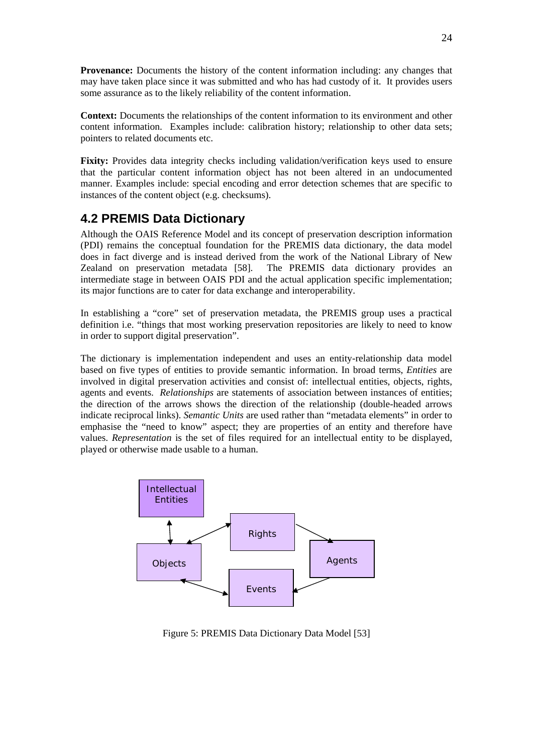**Provenance:** Documents the history of the content information including: any changes that may have taken place since it was submitted and who has had custody of it. It provides users some assurance as to the likely reliability of the content information.

**Context:** Documents the relationships of the content information to its environment and other content information. Examples include: calibration history; relationship to other data sets; pointers to related documents etc.

**Fixity:** Provides data integrity checks including validation/verification keys used to ensure that the particular content information object has not been altered in an undocumented manner. Examples include: special encoding and error detection schemes that are specific to instances of the content object (e.g. checksums).

## 4.2 PREMIS Data Dictionary

Although the OAIS Reference Model and its concept of preservation description information (PDI) remains the conceptual foundation for the PREMIS data dictionary, the data model does in fact diverge and is instead derived from the work of the National Library of New Zealand on preservation metadata [58]. The PREMIS data dictionary provides an intermediate stage in between OAIS PDI and the actual application specific implementation; its major functions are to cater for data exchange and interoperability.

In establishing a "core" set of preservation metadata, the PREMIS group uses a practical definition i.e. "things that most working preservation repositories are likely to need to know in order to support digital preservation".

The dictionary is implementation independent and uses an entity-relationship data model based on five types of entities to provide semantic information. In broad terms, *Entities* are involved in digital preservation activities and consist of: intellectual entities, objects, rights, agents and events. *Relationships* are statements of association between instances of entities; the direction of the arrows shows the direction of the relationship (double-headed arrows indicate reciprocal links). *Semantic Units* are used rather than "metadata elements" in order to emphasise the "need to know" aspect; they are properties of an entity and therefore have values. *Representation* is the set of files required for an intellectual entity to be displayed, played or otherwise made usable to a human.

Figure 5: PREMIS Data Dictionary Data Model [53]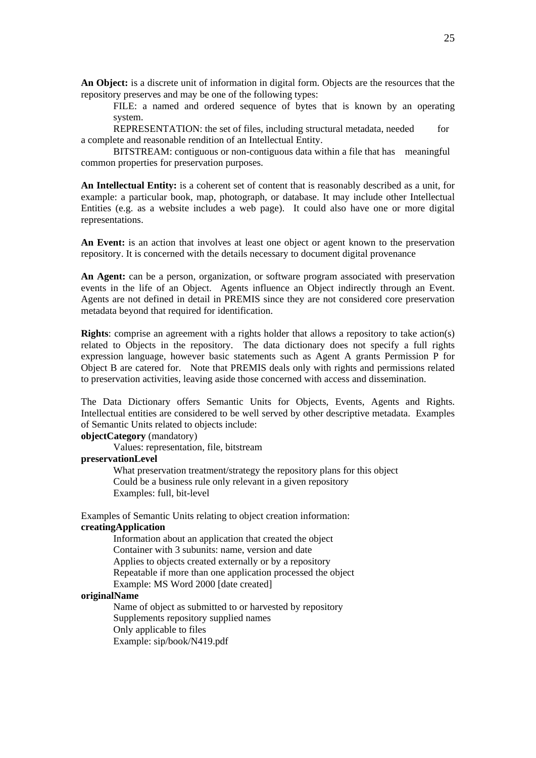**An Object:** is a discrete unit of information in digital form. Objects are the resources that the repository preserves and may be one of the following types:

FILE: a named and ordered sequence of bytes that is known by an operating system.

REPRESENTATION: the set of files, including structural metadata, needed for a complete and reasonable rendition of an Intellectual Entity.

BITSTREAM: contiguous or non-contiguous data within a file that has meaningful common properties for preservation purposes.

**An Intellectual Entity:** is a coherent set of content that is reasonably described as a unit, for example: a particular book, map, photograph, or database. It may include other Intellectual Entities (e.g. as a website includes a web page). It could also have one or more digital representations.

**An Event:** is an action that involves at least one object or agent known to the preservation repository. It is concerned with the details necessary to document digital provenance

**An Agent:** can be a person, organization, or software program associated with preservation events in the life of an Object. Agents influence an Object indirectly through an Event. Agents are not defined in detail in PREMIS since they are not considered core preservation metadata beyond that required for identification.

**Rights**: comprise an agreement with a rights holder that allows a repository to take action(s) related to Objects in the repository. The data dictionary does not specify a full rights expression language, however basic statements such as Agent A grants Permission P for Object B are catered for. Note that PREMIS deals only with rights and permissions related to preservation activities, leaving aside those concerned with access and dissemination.

The Data Dictionary offers Semantic Units for Objects, Events, Agents and Rights. Intellectual entities are considered to be well served by other descriptive metadata. Examples of Semantic Units related to objects include:

**objectCategory** (mandatory)

Values: representation, file, bitstream

**preservationLevel**

What preservation treatment/strategy the repository plans for this object
Could be a business rule only relevant in a given repository
Examples: full, bit-level

Examples of Semantic Units relating to object creation information:

**creatingApplication**

Information about an application that created the object
Container with 3 subunits: name, version and date
Applies to objects created externally or by a repository
Repeatable if more than one application processed the object
Example: MS Word 2000 [date created]

**originalName**

Name of object as submitted to or harvested by repository
Supplements repository supplied names
Only applicable to files
Example: sip/book/N419.pdf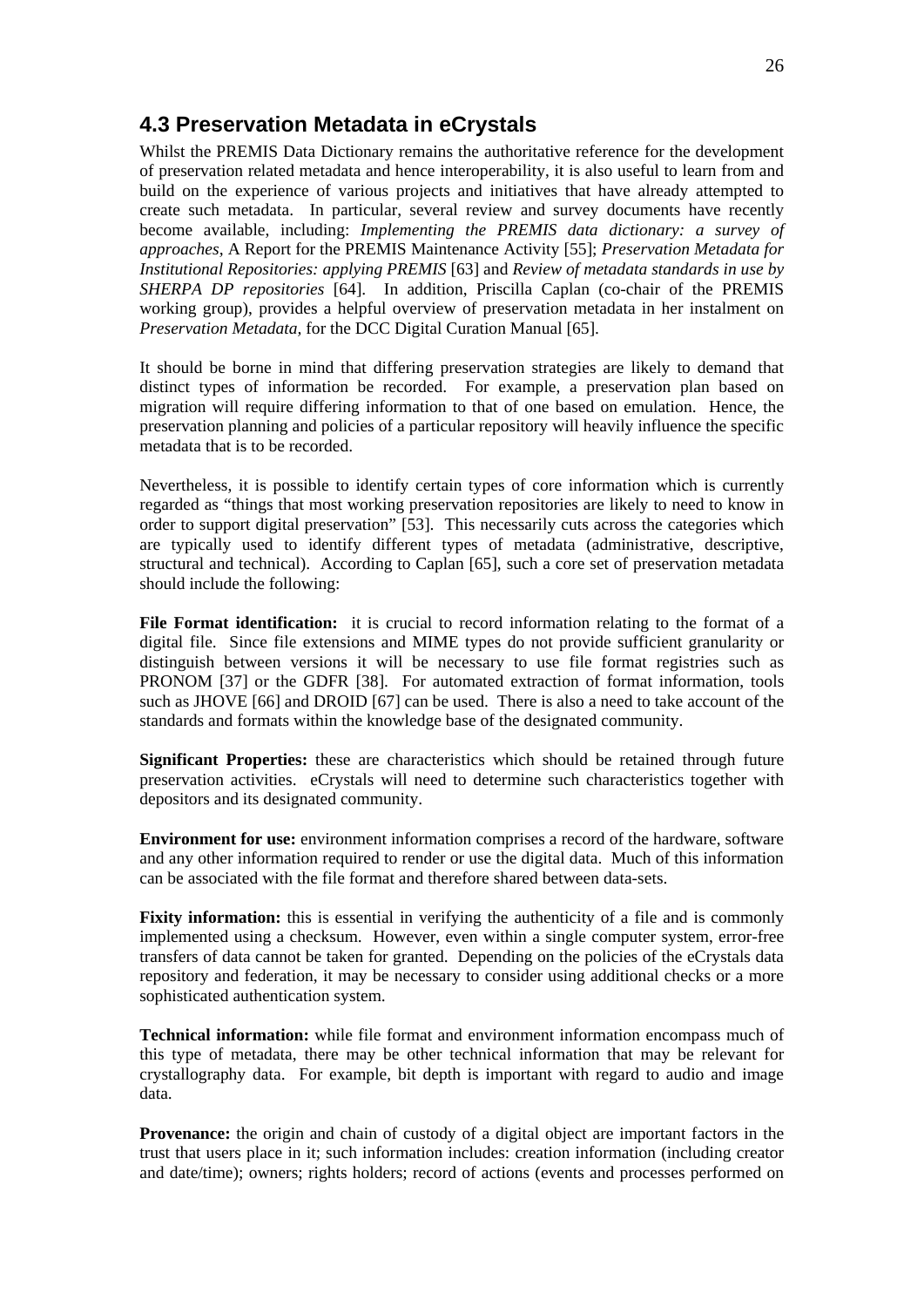## 4.3 Preservation Metadata in eCrystals

Whilst the PREMIS Data Dictionary remains the authoritative reference for the development of preservation related metadata and hence interoperability, it is also useful to learn from and build on the experience of various projects and initiatives that have already attempted to create such metadata. In particular, several review and survey documents have recently become available, including: *Implementing the PREMIS data dictionary: a survey of approaches*, A Report for the PREMIS Maintenance Activity [55]; *Preservation Metadata for Institutional Repositories: applying PREMIS* [63] and *Review of metadata standards in use by SHERPA DP repositories* [64]. In addition, Priscilla Caplan (co-chair of the PREMIS working group), provides a helpful overview of preservation metadata in her instalment on *Preservation Metadata*, for the DCC Digital Curation Manual [65].

It should be borne in mind that differing preservation strategies are likely to demand that distinct types of information be recorded. For example, a preservation plan based on migration will require differing information to that of one based on emulation. Hence, the preservation planning and policies of a particular repository will heavily influence the specific metadata that is to be recorded.

Nevertheless, it is possible to identify certain types of core information which is currently regarded as "things that most working preservation repositories are likely to need to know in order to support digital preservation" [53]. This necessarily cuts across the categories which are typically used to identify different types of metadata (administrative, descriptive, structural and technical). According to Caplan [65], such a core set of preservation metadata should include the following:

**File Format identification:** it is crucial to record information relating to the format of a digital file. Since file extensions and MIME types do not provide sufficient granularity or distinguish between versions it will be necessary to use file format registries such as PRONOM [37] or the GDFR [38]. For automated extraction of format information, tools such as JHOVE [66] and DROID [67] can be used. There is also a need to take account of the standards and formats within the knowledge base of the designated community.

**Significant Properties:** these are characteristics which should be retained through future preservation activities. eCrystals will need to determine such characteristics together with depositors and its designated community.

**Environment for use:** environment information comprises a record of the hardware, software and any other information required to render or use the digital data. Much of this information can be associated with the file format and therefore shared between data-sets.

**Fixity information:** this is essential in verifying the authenticity of a file and is commonly implemented using a checksum. However, even within a single computer system, error-free transfers of data cannot be taken for granted. Depending on the policies of the eCrystals data repository and federation, it may be necessary to consider using additional checks or a more sophisticated authentication system.

**Technical information:** while file format and environment information encompass much of this type of metadata, there may be other technical information that may be relevant for crystallography data. For example, bit depth is important with regard to audio and image data.

**Provenance:** the origin and chain of custody of a digital object are important factors in the trust that users place in it; such information includes: creation information (including creator and date/time); owners; rights holders; record of actions (events and processes performed on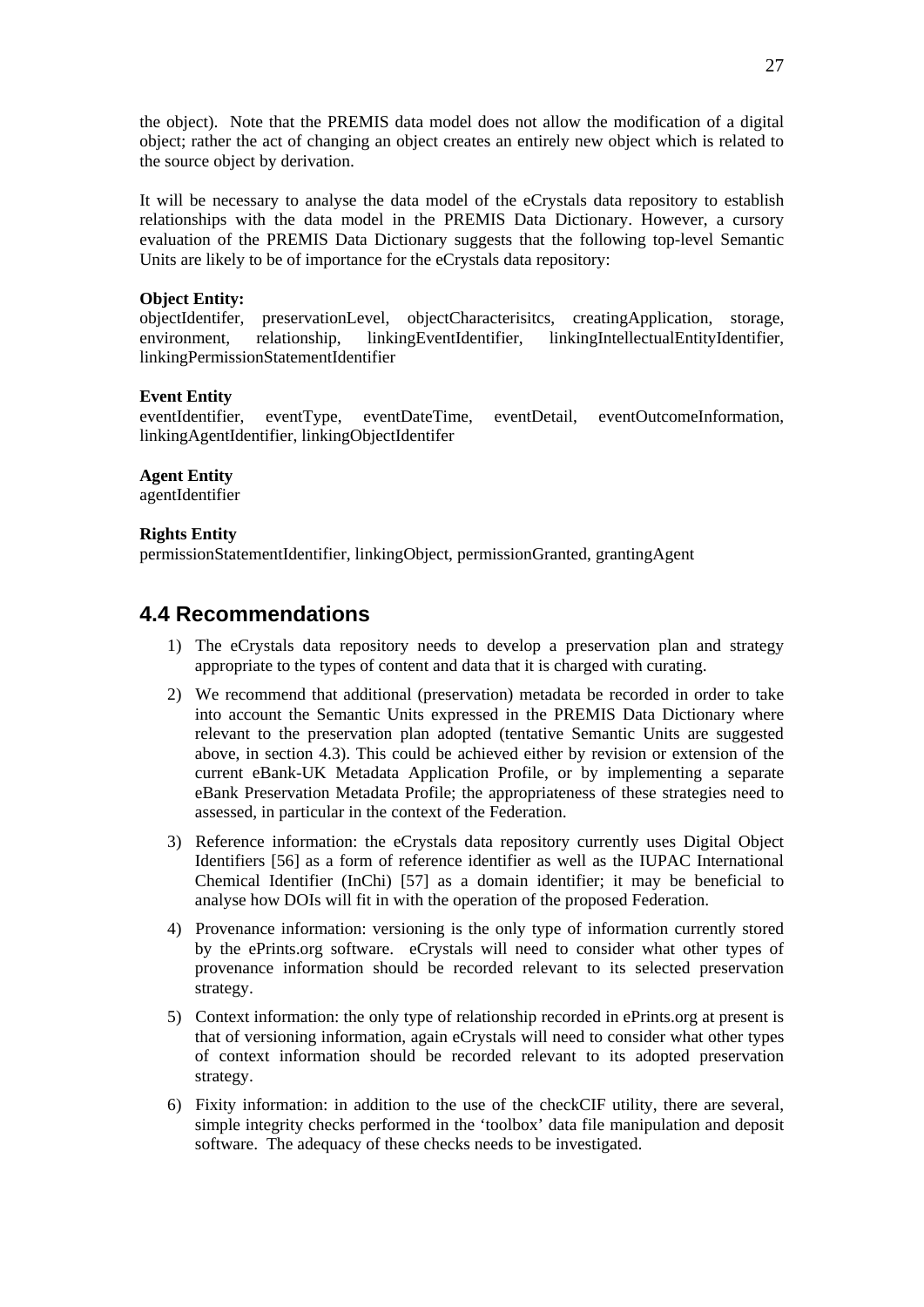the object). Note that the PREMIS data model does not allow the modification of a digital object; rather the act of changing an object creates an entirely new object which is related to the source object by derivation.

It will be necessary to analyse the data model of the eCrystals data repository to establish relationships with the data model in the PREMIS Data Dictionary. However, a cursory evaluation of the PREMIS Data Dictionary suggests that the following top-level Semantic Units are likely to be of importance for the eCrystals data repository:

**Object Entity:**
objectIdentifer, preservationLevel, objectCharacterisitcs, creatingApplication, storage, environment, relationship, linkingEventIdentifier, linkingIntellectualEntityIdentifier, linkingPermissionStatementIdentifier

**Event Entity**
eventIdentifier, eventType, eventDateTime, eventDetail, eventOutcomeInformation, linkingAgentIdentifier, linkingObjectIdentifer

**Agent Entity**
agentIdentifier

**Rights Entity**
permissionStatementIdentifier, linkingObject, permissionGranted, grantingAgent

## 4.4 Recommendations

1) The eCrystals data repository needs to develop a preservation plan and strategy appropriate to the types of content and data that it is charged with curating.
2) We recommend that additional (preservation) metadata be recorded in order to take into account the Semantic Units expressed in the PREMIS Data Dictionary where relevant to the preservation plan adopted (tentative Semantic Units are suggested above, in section 4.3). This could be achieved either by revision or extension of the current eBank-UK Metadata Application Profile, or by implementing a separate eBank Preservation Metadata Profile; the appropriateness of these strategies need to assessed, in particular in the context of the Federation.
3) Reference information: the eCrystals data repository currently uses Digital Object Identifiers [56] as a form of reference identifier as well as the IUPAC International Chemical Identifier (InChi) [57] as a domain identifier; it may be beneficial to analyse how DOIs will fit in with the operation of the proposed Federation.
4) Provenance information: versioning is the only type of information currently stored by the ePrints.org software. eCrystals will need to consider what other types of provenance information should be recorded relevant to its selected preservation strategy.
5) Context information: the only type of relationship recorded in ePrints.org at present is that of versioning information, again eCrystals will need to consider what other types of context information should be recorded relevant to its adopted preservation strategy.
6) Fixity information: in addition to the use of the checkCIF utility, there are several, simple integrity checks performed in the 'toolbox' data file manipulation and deposit software. The adequacy of these checks needs to be investigated.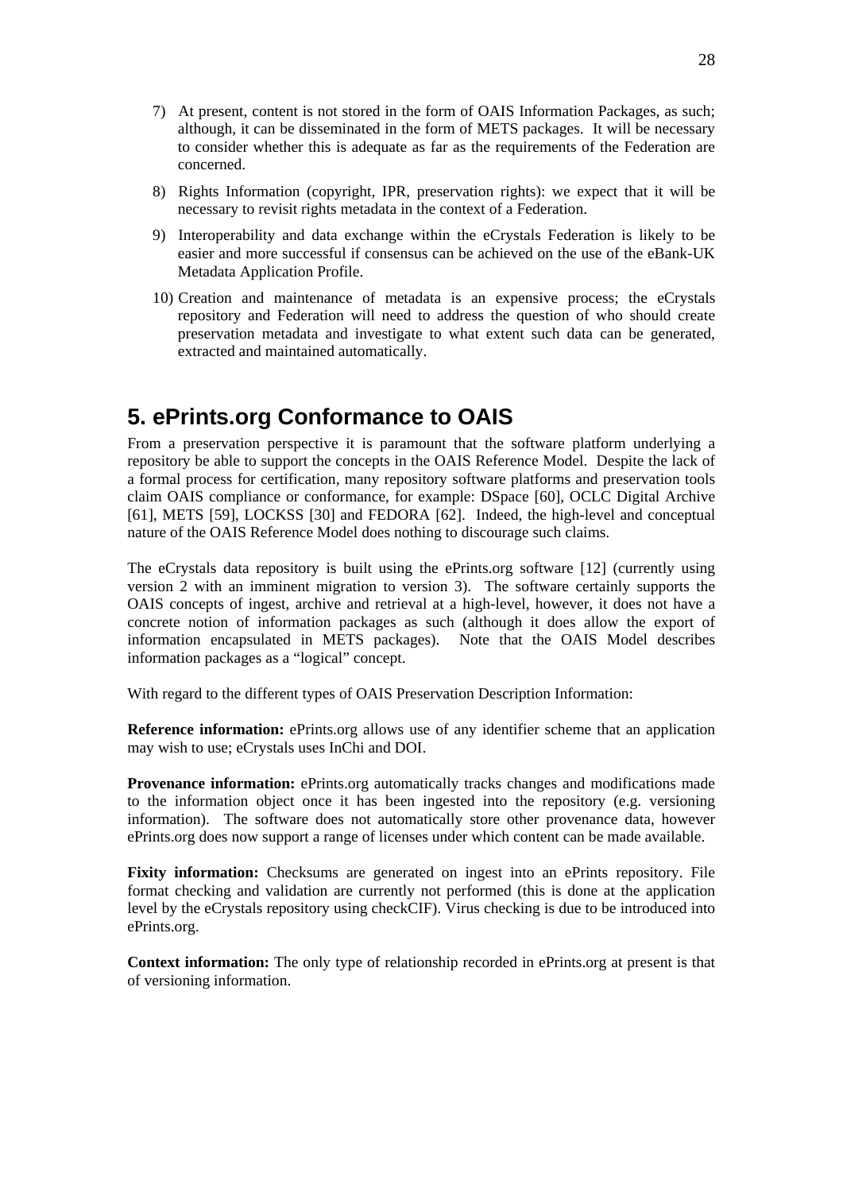7) At present, content is not stored in the form of OAIS Information Packages, as such; although, it can be disseminated in the form of METS packages. It will be necessary to consider whether this is adequate as far as the requirements of the Federation are concerned.

8) Rights Information (copyright, IPR, preservation rights): we expect that it will be necessary to revisit rights metadata in the context of a Federation.

9) Interoperability and data exchange within the eCrystals Federation is likely to be easier and more successful if consensus can be achieved on the use of the eBank-UK Metadata Application Profile.

10) Creation and maintenance of metadata is an expensive process; the eCrystals repository and Federation will need to address the question of who should create preservation metadata and investigate to what extent such data can be generated, extracted and maintained automatically.

# 5. ePrints.org Conformance to OAIS

From a preservation perspective it is paramount that the software platform underlying a repository be able to support the concepts in the OAIS Reference Model. Despite the lack of a formal process for certification, many repository software platforms and preservation tools claim OAIS compliance or conformance, for example: DSpace [60], OCLC Digital Archive [61], METS [59], LOCKSS [30] and FEDORA [62]. Indeed, the high-level and conceptual nature of the OAIS Reference Model does nothing to discourage such claims.

The eCrystals data repository is built using the ePrints.org software [12] (currently using version 2 with an imminent migration to version 3). The software certainly supports the OAIS concepts of ingest, archive and retrieval at a high-level, however, it does not have a concrete notion of information packages as such (although it does allow the export of information encapsulated in METS packages). Note that the OAIS Model describes information packages as a "logical" concept.

With regard to the different types of OAIS Preservation Description Information:

**Reference information:** ePrints.org allows use of any identifier scheme that an application may wish to use; eCrystals uses InChi and DOI.

**Provenance information:** ePrints.org automatically tracks changes and modifications made to the information object once it has been ingested into the repository (e.g. versioning information). The software does not automatically store other provenance data, however ePrints.org does now support a range of licenses under which content can be made available.

**Fixity information:** Checksums are generated on ingest into an ePrints repository. File format checking and validation are currently not performed (this is done at the application level by the eCrystals repository using checkCIF). Virus checking is due to be introduced into ePrints.org.

**Context information:** The only type of relationship recorded in ePrints.org at present is that of versioning information.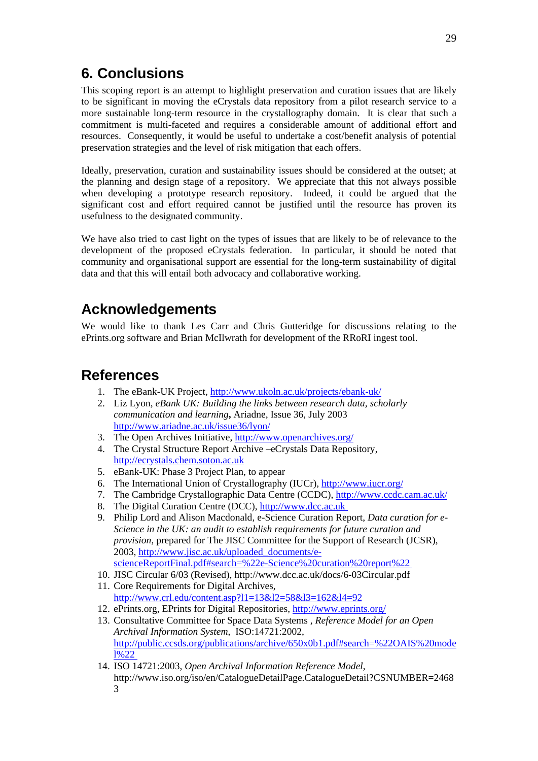# 6. Conclusions

This scoping report is an attempt to highlight preservation and curation issues that are likely to be significant in moving the eCrystals data repository from a pilot research service to a more sustainable long-term resource in the crystallography domain. It is clear that such a commitment is multi-faceted and requires a considerable amount of additional effort and resources. Consequently, it would be useful to undertake a cost/benefit analysis of potential preservation strategies and the level of risk mitigation that each offers.

Ideally, preservation, curation and sustainability issues should be considered at the outset; at the planning and design stage of a repository. We appreciate that this not always possible when developing a prototype research repository. Indeed, it could be argued that the significant cost and effort required cannot be justified until the resource has proven its usefulness to the designated community.

We have also tried to cast light on the types of issues that are likely to be of relevance to the development of the proposed eCrystals federation. In particular, it should be noted that community and organisational support are essential for the long-term sustainability of digital data and that this will entail both advocacy and collaborative working.

# Acknowledgements

We would like to thank Les Carr and Chris Gutteridge for discussions relating to the ePrints.org software and Brian McIlwrath for development of the RRoRI ingest tool.

# References

1. The eBank-UK Project, http://www.ukoln.ac.uk/projects/ebank-uk/
2. Liz Lyon, *eBank UK: Building the links between research data, scholarly communication and learning*, Ariadne, Issue 36, July 2003 http://www.ariadne.ac.uk/issue36/lyon/
3. The Open Archives Initiative, http://www.openarchives.org/
4. The Crystal Structure Report Archive –eCrystals Data Repository, http://ecrystals.chem.soton.ac.uk
5. eBank-UK: Phase 3 Project Plan, to appear
6. The International Union of Crystallography (IUCr), http://www.iucr.org/
7. The Cambridge Crystallographic Data Centre (CCDC), http://www.ccdc.cam.ac.uk/
8. The Digital Curation Centre (DCC), http://www.dcc.ac.uk
9. Philip Lord and Alison Macdonald, e-Science Curation Report, *Data curation for e-Science in the UK: an audit to establish requirements for future curation and provision*, prepared for The JISC Committee for the Support of Research (JCSR), 2003, http://www.jisc.ac.uk/uploaded_documents/e-scienceReportFinal.pdf#search=%22e-Science%20curation%20report%22
10. JISC Circular 6/03 (Revised), http://www.dcc.ac.uk/docs/6-03Circular.pdf
11. Core Requirements for Digital Archives, http://www.crl.edu/content.asp?l1=13&l2=58&l3=162&l4=92
12. ePrints.org, EPrints for Digital Repositories, http://www.eprints.org/
13. Consultative Committee for Space Data Systems , *Reference Model for an Open Archival Information System*, ISO:14721:2002, http://public.ccsds.org/publications/archive/650x0b1.pdf#search=%22OAIS%20model%22
14. ISO 14721:2003, *Open Archival Information Reference Model*, http://www.iso.org/iso/en/CatalogueDetailPage.CatalogueDetail?CSNUMBER=24683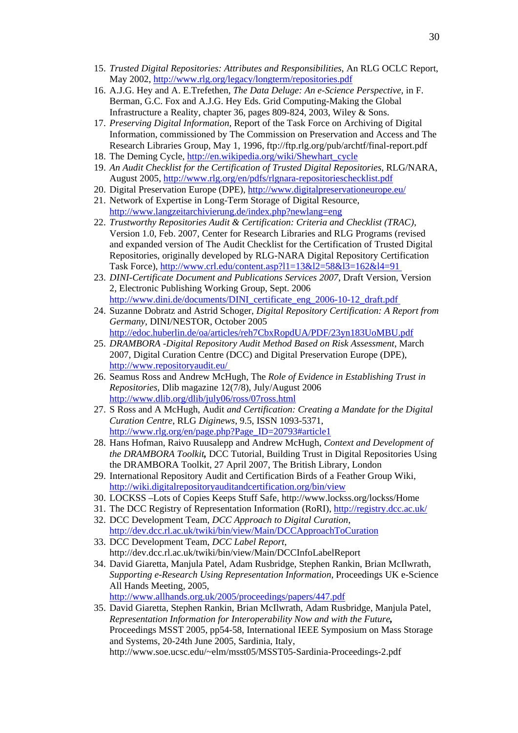15. *Trusted Digital Repositories: Attributes and Responsibilities*, An RLG OCLC Report, May 2002, http://www.rlg.org/legacy/longterm/repositories.pdf
16. A.J.G. Hey and A. E.Trefethen, *The Data Deluge: An e-Science Perspective*, in F. Berman, G.C. Fox and A.J.G. Hey Eds. Grid Computing-Making the Global Infrastructure a Reality, chapter 36, pages 809-824, 2003, Wiley & Sons.
17. *Preserving Digital Information*, Report of the Task Force on Archiving of Digital Information, commissioned by The Commission on Preservation and Access and The Research Libraries Group, May 1, 1996, ftp://ftp.rlg.org/pub/archtf/final-report.pdf
18. The Deming Cycle, http://en.wikipedia.org/wiki/Shewhart_cycle
19. *An Audit Checklist for the Certification of Trusted Digital Repositories*, RLG/NARA, August 2005, http://www.rlg.org/en/pdfs/rlgnara-repositorieschecklist.pdf
20. Digital Preservation Europe (DPE), http://www.digitalpreservationeurope.eu/
21. Network of Expertise in Long-Term Storage of Digital Resource, http://www.langzeitarchivierung.de/index.php?newlang=eng
22. *Trustworthy Repositories Audit & Certification: Criteria and Checklist (TRAC)*, Version 1.0, Feb. 2007, Center for Research Libraries and RLG Programs (revised and expanded version of The Audit Checklist for the Certification of Trusted Digital Repositories, originally developed by RLG-NARA Digital Repository Certification Task Force), http://www.crl.edu/content.asp?l1=13&l2=58&l3=162&l4=91
23. *DINI-Certificate Document and Publications Services 2007*, Draft Version, Version 2, Electronic Publishing Working Group, Sept. 2006 http://www.dini.de/documents/DINI_certificate_eng_2006-10-12_draft.pdf
24. Suzanne Dobratz and Astrid Schoger, *Digital Repository Certification: A Report from Germany*, DINI/NESTOR, October 2005 http://edoc.huberlin.de/oa/articles/reh7CbxRopdUA/PDF/23yn183UoMBU.pdf
25. *DRAMBORA -Digital Repository Audit Method Based on Risk Assessment*, March 2007, Digital Curation Centre (DCC) and Digital Preservation Europe (DPE), http://www.repositoryaudit.eu/
26. Seamus Ross and Andrew McHugh, The *Role of Evidence in Establishing Trust in Repositories*, Dlib magazine 12(7/8), July/August 2006 http://www.dlib.org/dlib/july06/ross/07ross.html
27. S Ross and A McHugh, Audit *and Certification: Creating a Mandate for the Digital Curation Centre*, RLG *Diginews*, 9.5, ISSN 1093-5371, http://www.rlg.org/en/page.php?Page_ID=20793#article1
28. Hans Hofman, Raivo Ruusalepp and Andrew McHugh, *Context and Development of the DRAMBORA Toolkit***,** DCC Tutorial, Building Trust in Digital Repositories Using the DRAMBORA Toolkit, 27 April 2007, The British Library, London
29. International Repository Audit and Certification Birds of a Feather Group Wiki, http://wiki.digitalrepositoryauditandcertification.org/bin/view
30. LOCKSS –Lots of Copies Keeps Stuff Safe, http://www.lockss.org/lockss/Home
31. The DCC Registry of Representation Information (RoRI), http://registry.dcc.ac.uk/
32. DCC Development Team, *DCC Approach to Digital Curation*, http://dev.dcc.rl.ac.uk/twiki/bin/view/Main/DCCApproachToCuration
33. DCC Development Team, *DCC Label Report*, http://dev.dcc.rl.ac.uk/twiki/bin/view/Main/DCCInfoLabelReport
34. David Giaretta, Manjula Patel, Adam Rusbridge, Stephen Rankin, Brian McIlwrath, *Supporting e-Research Using Representation Information*, Proceedings UK e-Science All Hands Meeting, 2005, http://www.allhands.org.uk/2005/proceedings/papers/447.pdf
35. David Giaretta, Stephen Rankin, Brian McIlwrath, Adam Rusbridge, Manjula Patel, *Representation Information for Interoperability Now and with the Future***,** Proceedings MSST 2005, pp54-58, International IEEE Symposium on Mass Storage and Systems, 20-24th June 2005, Sardinia, Italy, http://www.soe.ucsc.edu/~elm/msst05/MSST05-Sardinia-Proceedings-2.pdf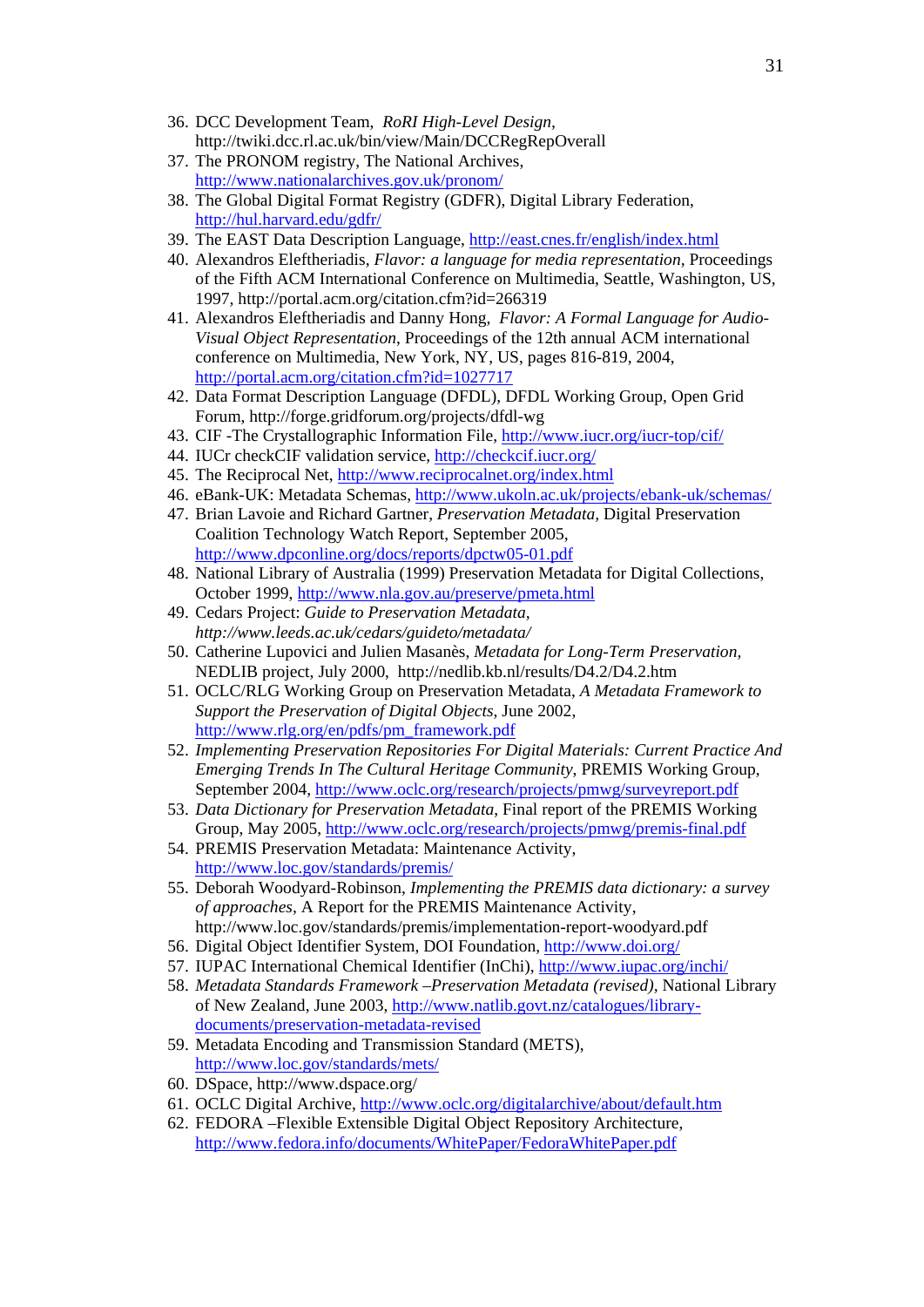36. DCC Development Team, *RoRI High-Level Design*, http://twiki.dcc.rl.ac.uk/bin/view/Main/DCCRegRepOverall
37. The PRONOM registry, The National Archives, http://www.nationalarchives.gov.uk/pronom/
38. The Global Digital Format Registry (GDFR), Digital Library Federation, http://hul.harvard.edu/gdfr/
39. The EAST Data Description Language, http://east.cnes.fr/english/index.html
40. Alexandros Eleftheriadis, *Flavor: a language for media representation*, Proceedings of the Fifth ACM International Conference on Multimedia, Seattle, Washington, US, 1997, http://portal.acm.org/citation.cfm?id=266319
41. Alexandros Eleftheriadis and Danny Hong, *Flavor: A Formal Language for Audio-Visual Object Representation*, Proceedings of the 12th annual ACM international conference on Multimedia, New York, NY, US, pages 816-819, 2004, http://portal.acm.org/citation.cfm?id=1027717
42. Data Format Description Language (DFDL), DFDL Working Group, Open Grid Forum, http://forge.gridforum.org/projects/dfdl-wg
43. CIF -The Crystallographic Information File, http://www.iucr.org/iucr-top/cif/
44. IUCr checkCIF validation service, http://checkcif.iucr.org/
45. The Reciprocal Net, http://www.reciprocalnet.org/index.html
46. eBank-UK: Metadata Schemas, http://www.ukoln.ac.uk/projects/ebank-uk/schemas/
47. Brian Lavoie and Richard Gartner, *Preservation Metadata*, Digital Preservation Coalition Technology Watch Report, September 2005, http://www.dpconline.org/docs/reports/dpctw05-01.pdf
48. National Library of Australia (1999) Preservation Metadata for Digital Collections, October 1999, http://www.nla.gov.au/preserve/pmeta.html
49. Cedars Project: *Guide to Preservation Metadata, http://www.leeds.ac.uk/cedars/guideto/metadata/*
50. Catherine Lupovici and Julien Masanès, *Metadata for Long-Term Preservation*, NEDLIB project, July 2000, http://nedlib.kb.nl/results/D4.2/D4.2.htm
51. OCLC/RLG Working Group on Preservation Metadata, *A Metadata Framework to Support the Preservation of Digital Objects*, June 2002, http://www.rlg.org/en/pdfs/pm_framework.pdf
52. *Implementing Preservation Repositories For Digital Materials: Current Practice And Emerging Trends In The Cultural Heritage Community*, PREMIS Working Group, September 2004, http://www.oclc.org/research/projects/pmwg/surveyreport.pdf
53. *Data Dictionary for Preservation Metadata*, Final report of the PREMIS Working Group, May 2005, http://www.oclc.org/research/projects/pmwg/premis-final.pdf
54. PREMIS Preservation Metadata: Maintenance Activity, http://www.loc.gov/standards/premis/
55. Deborah Woodyard-Robinson, *Implementing the PREMIS data dictionary: a survey of approaches*, A Report for the PREMIS Maintenance Activity, http://www.loc.gov/standards/premis/implementation-report-woodyard.pdf
56. Digital Object Identifier System, DOI Foundation, http://www.doi.org/
57. IUPAC International Chemical Identifier (InChi), http://www.iupac.org/inchi/
58. *Metadata Standards Framework –Preservation Metadata (revised)*, National Library of New Zealand, June 2003, http://www.natlib.govt.nz/catalogues/library-documents/preservation-metadata-revised
59. Metadata Encoding and Transmission Standard (METS), http://www.loc.gov/standards/mets/
60. DSpace, http://www.dspace.org/
61. OCLC Digital Archive, http://www.oclc.org/digitalarchive/about/default.htm
62. FEDORA –Flexible Extensible Digital Object Repository Architecture, http://www.fedora.info/documents/WhitePaper/FedoraWhitePaper.pdf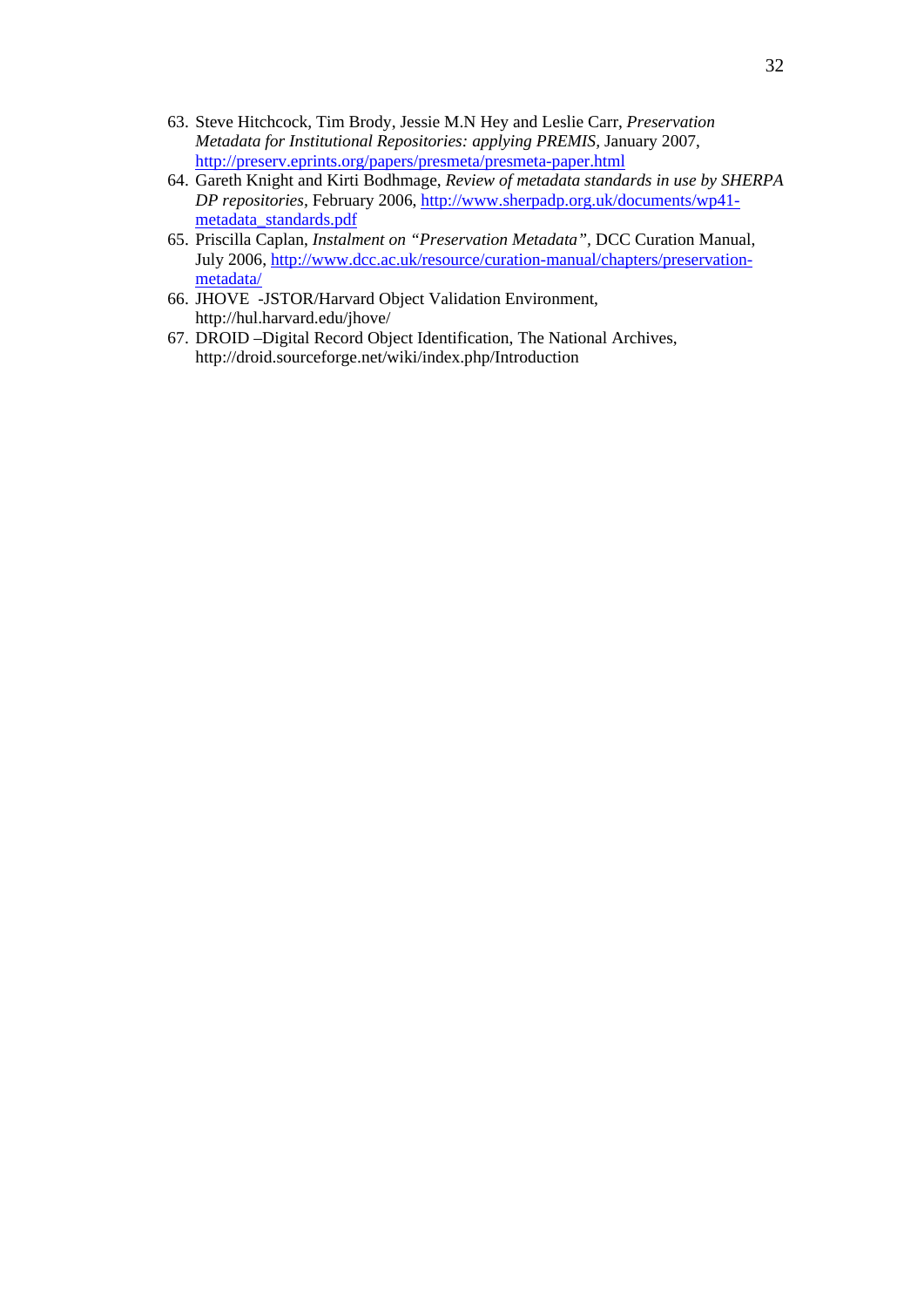63. Steve Hitchcock, Tim Brody, Jessie M.N Hey and Leslie Carr, *Preservation Metadata for Institutional Repositories: applying PREMIS*, January 2007, http://preserv.eprints.org/papers/presmeta/presmeta-paper.html
64. Gareth Knight and Kirti Bodhmage, *Review of metadata standards in use by SHERPA DP repositories*, February 2006, http://www.sherpadp.org.uk/documents/wp41-metadata_standards.pdf
65. Priscilla Caplan, *Instalment on "Preservation Metadata"*, DCC Curation Manual, July 2006, http://www.dcc.ac.uk/resource/curation-manual/chapters/preservation-metadata/
66. JHOVE -JSTOR/Harvard Object Validation Environment, http://hul.harvard.edu/jhove/
67. DROID –Digital Record Object Identification, The National Archives, http://droid.sourceforge.net/wiki/index.php/Introduction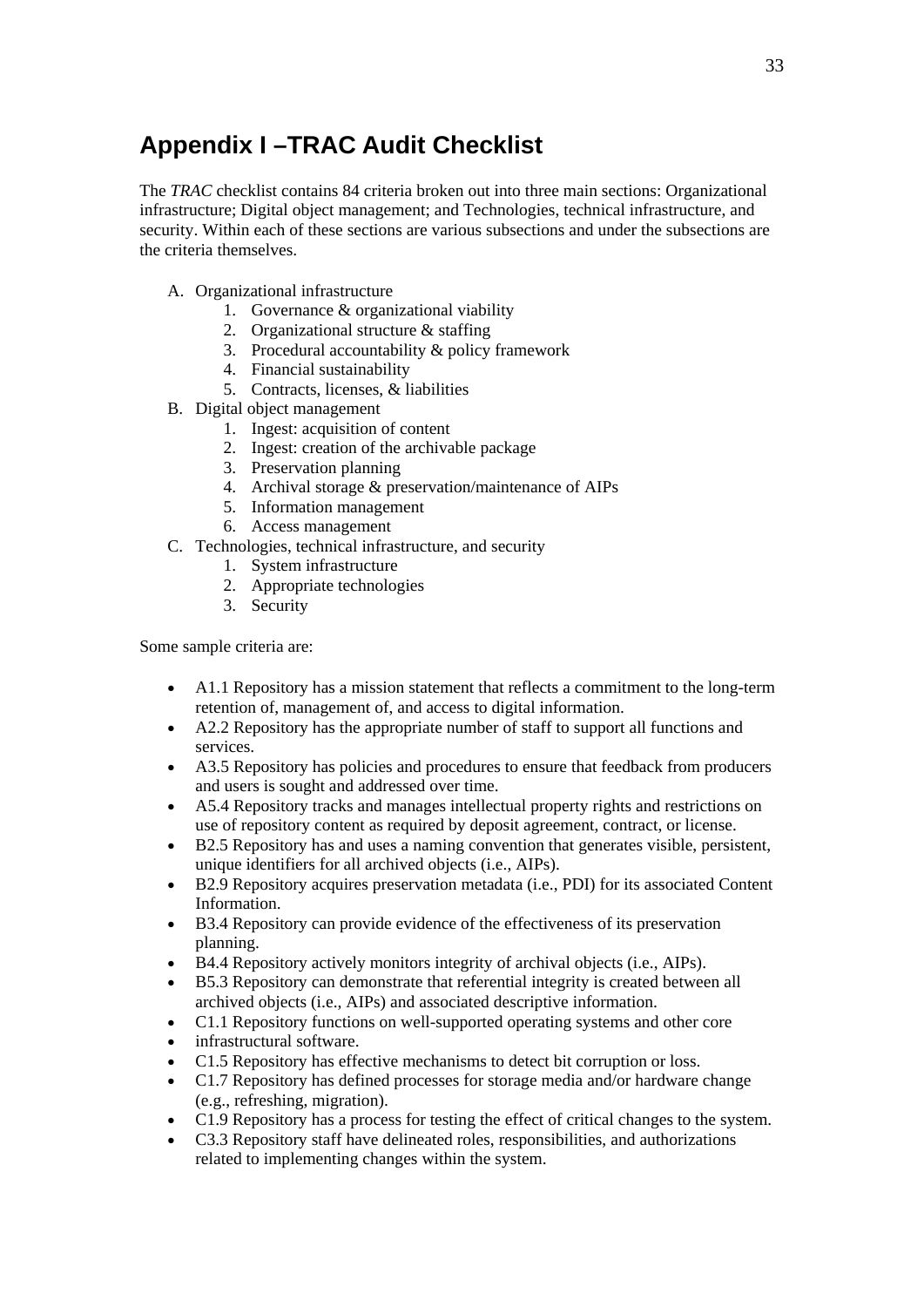# Appendix I –TRAC Audit Checklist

The *TRAC* checklist contains 84 criteria broken out into three main sections: Organizational infrastructure; Digital object management; and Technologies, technical infrastructure, and security. Within each of these sections are various subsections and under the subsections are the criteria themselves.

A. Organizational infrastructure
    1. Governance & organizational viability
    2. Organizational structure & staffing
    3. Procedural accountability & policy framework
    4. Financial sustainability
    5. Contracts, licenses, & liabilities
B. Digital object management
    1. Ingest: acquisition of content
    2. Ingest: creation of the archivable package
    3. Preservation planning
    4. Archival storage & preservation/maintenance of AIPs
    5. Information management
    6. Access management
C. Technologies, technical infrastructure, and security
    1. System infrastructure
    2. Appropriate technologies
    3. Security

Some sample criteria are:

- A1.1 Repository has a mission statement that reflects a commitment to the long-term retention of, management of, and access to digital information.
- A2.2 Repository has the appropriate number of staff to support all functions and services.
- A3.5 Repository has policies and procedures to ensure that feedback from producers and users is sought and addressed over time.
- A5.4 Repository tracks and manages intellectual property rights and restrictions on use of repository content as required by deposit agreement, contract, or license.
- B2.5 Repository has and uses a naming convention that generates visible, persistent, unique identifiers for all archived objects (i.e., AIPs).
- B2.9 Repository acquires preservation metadata (i.e., PDI) for its associated Content Information.
- B3.4 Repository can provide evidence of the effectiveness of its preservation planning.
- B4.4 Repository actively monitors integrity of archival objects (i.e., AIPs).
- B5.3 Repository can demonstrate that referential integrity is created between all archived objects (i.e., AIPs) and associated descriptive information.
- C1.1 Repository functions on well-supported operating systems and other core
- infrastructural software.
- C1.5 Repository has effective mechanisms to detect bit corruption or loss.
- C1.7 Repository has defined processes for storage media and/or hardware change (e.g., refreshing, migration).
- C1.9 Repository has a process for testing the effect of critical changes to the system.
- C3.3 Repository staff have delineated roles, responsibilities, and authorizations related to implementing changes within the system.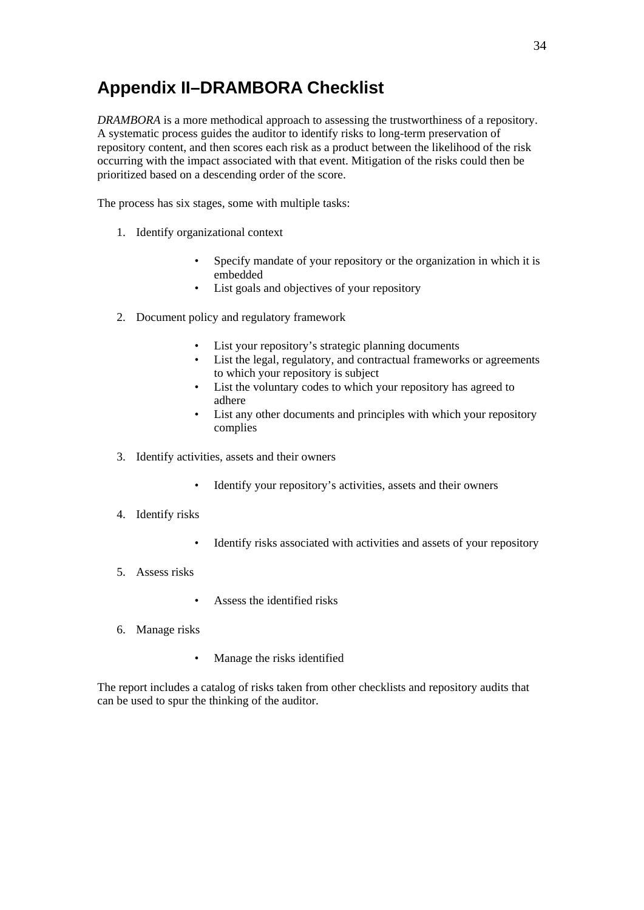## Appendix II–DRAMBORA Checklist

*DRAMBORA* is a more methodical approach to assessing the trustworthiness of a repository. A systematic process guides the auditor to identify risks to long-term preservation of repository content, and then scores each risk as a product between the likelihood of the risk occurring with the impact associated with that event. Mitigation of the risks could then be prioritized based on a descending order of the score.

The process has six stages, some with multiple tasks:

1. Identify organizational context
    - Specify mandate of your repository or the organization in which it is embedded
    - List goals and objectives of your repository
2. Document policy and regulatory framework
    - List your repository's strategic planning documents
    - List the legal, regulatory, and contractual frameworks or agreements to which your repository is subject
    - List the voluntary codes to which your repository has agreed to adhere
    - List any other documents and principles with which your repository complies
3. Identify activities, assets and their owners
    - Identify your repository's activities, assets and their owners
4. Identify risks
    - Identify risks associated with activities and assets of your repository
5. Assess risks
    - Assess the identified risks
6. Manage risks
    - Manage the risks identified

The report includes a catalog of risks taken from other checklists and repository audits that can be used to spur the thinking of the auditor.